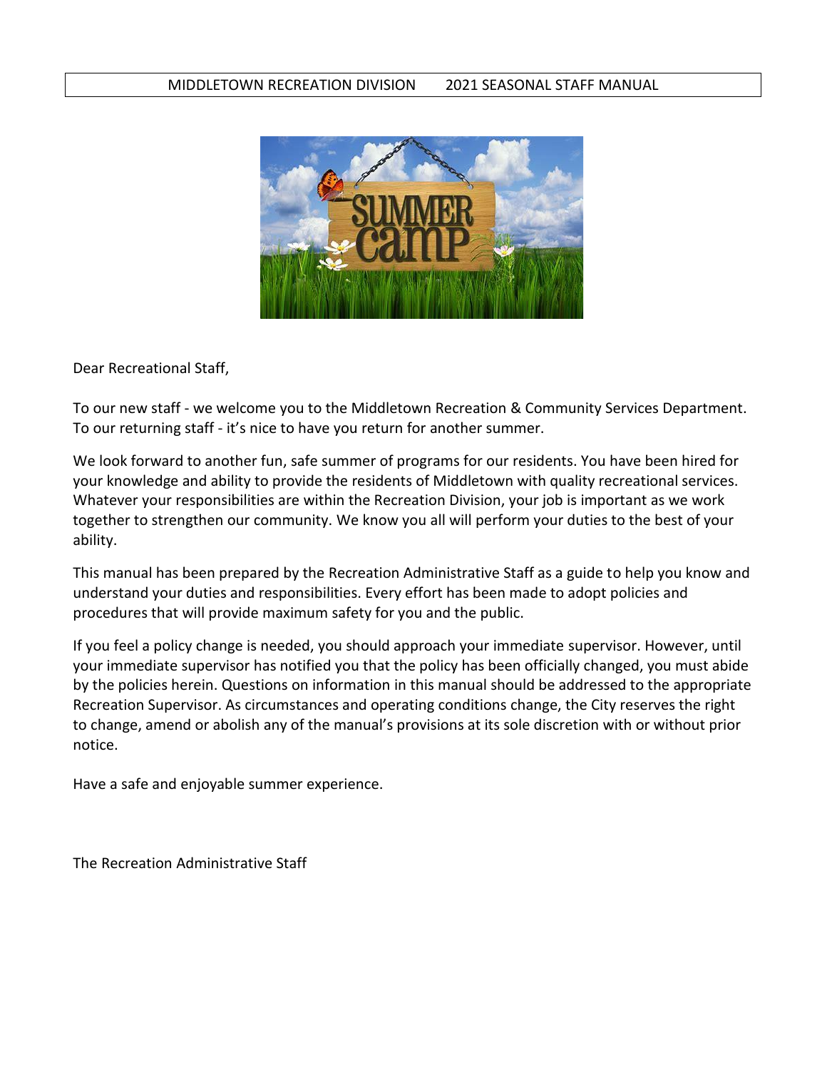Dear Recreational Staff,

To our new staff - we welcome you to the Middletown Recreation & Community Services Department. To our returning staff - it's nice to have you return for another summer.

We look forward to another fun, safe summer of programs for our residents. You have been hired for your knowledge and ability to provide the residents of Middletown with quality recreational services. Whatever your responsibilities are within the Recreation Division, your job is important as we work together to strengthen our community. We know you all will perform your duties to the best of your ability.

This manual has been prepared by the Recreation Administrative Staff as a guide to help you know and understand your duties and responsibilities. Every effort has been made to adopt policies and procedures that will provide maximum safety for you and the public.

If you feel a policy change is needed, you should approach your immediate supervisor. However, until your immediate supervisor has notified you that the policy has been officially changed, you must abide by the policies herein. Questions on information in this manual should be addressed to the appropriate Recreation Supervisor. As circumstances and operating conditions change, the City reserves the right to change, amend or abolish any of the manual's provisions at its sole discretion with or without prior notice.

Have a safe and enjoyable summer experience.

The Recreation Administrative Staff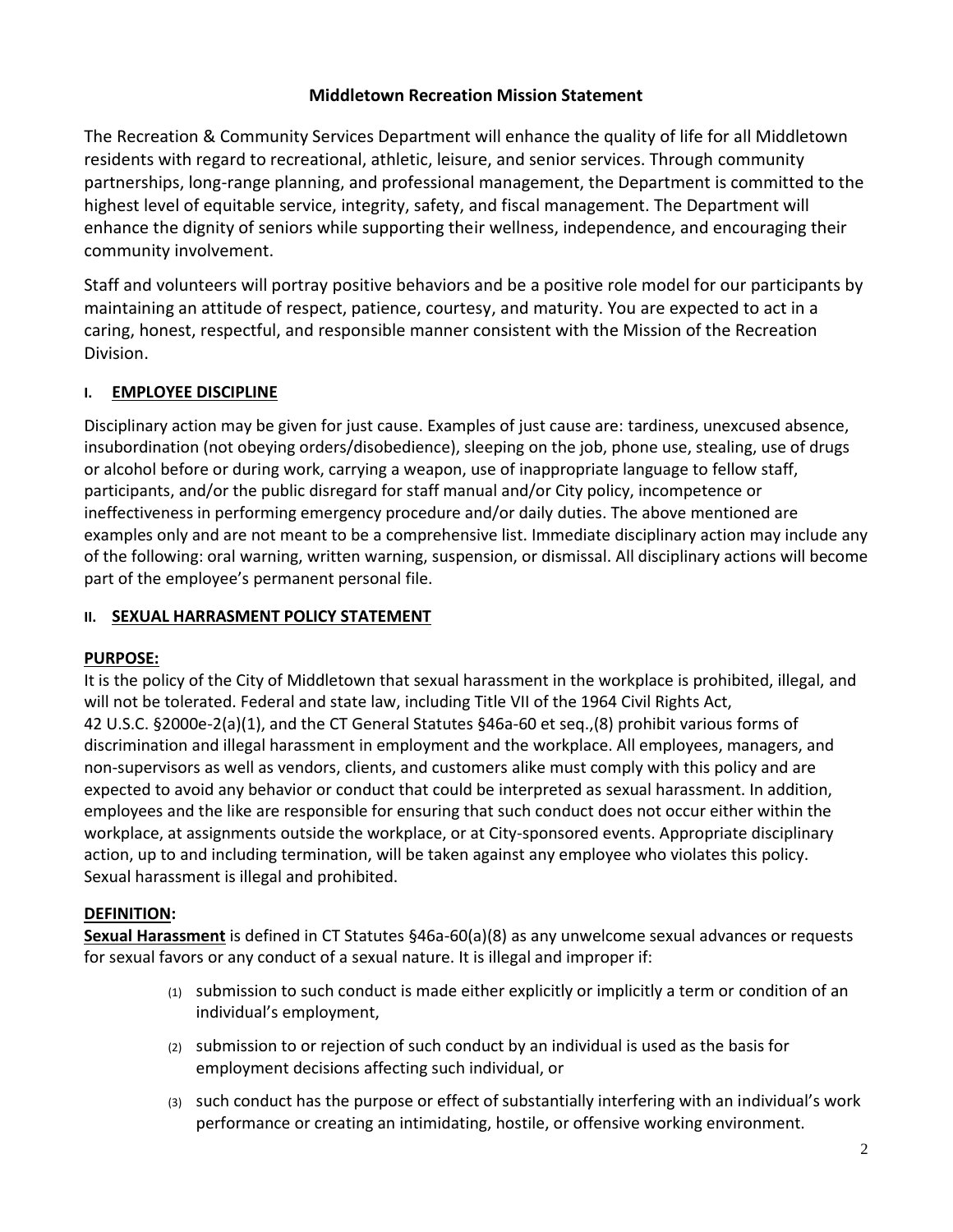## Middletown Recreation Mission Statement

The Recreation & Community Services Department will enhance the quality of life for all Middletown residents with regard to recreational, athletic, leisure, and senior services. Through community partnerships, long-range planning, and professional management, the Department is committed to the highest level of equitable service, integrity, safety, and fiscal management. The Department will enhance the dignity of seniors while supporting their wellness, independence, and encouraging their community involvement.

Staff and volunteers will portray positive behaviors and be a positive role model for our participants by maintaining an attitude of respect, patience, courtesy, and maturity. You are expected to act in a caring, honest, respectful, and responsible manner consistent with the Mission of the Recreation Division.

### I. EMPLOYEE DISCIPLINE

Disciplinary action may be given for just cause. Examples of just cause are: tardiness, unexcused absence, insubordination (not obeying orders/disobedience), sleeping on the job, phone use, stealing, use of drugs or alcohol before or during work, carrying a weapon, use of inappropriate language to fellow staff, participants, and/or the public disregard for staff manual and/or City policy, incompetence or ineffectiveness in performing emergency procedure and/or daily duties. The above mentioned are examples only and are not meant to be a comprehensive list. Immediate disciplinary action may include any of the following: oral warning, written warning, suspension, or dismissal. All disciplinary actions will become part of the employee's permanent personal file.

### II. SEXUAL HARRASMENT POLICY STATEMENT

**PURPOSE:**

It is the policy of the City of Middletown that sexual harassment in the workplace is prohibited, illegal, and will not be tolerated. Federal and state law, including Title VII of the 1964 Civil Rights Act, 42 U.S.C. §2000e-2(a)(1), and the CT General Statutes §46a-60 et seq.,(8) prohibit various forms of discrimination and illegal harassment in employment and the workplace. All employees, managers, and non-supervisors as well as vendors, clients, and customers alike must comply with this policy and are expected to avoid any behavior or conduct that could be interpreted as sexual harassment. In addition, employees and the like are responsible for ensuring that such conduct does not occur either within the workplace, at assignments outside the workplace, or at City-sponsored events. Appropriate disciplinary action, up to and including termination, will be taken against any employee who violates this policy. Sexual harassment is illegal and prohibited.

**DEFINITION:**

**Sexual Harassment** is defined in CT Statutes §46a-60(a)(8) as any unwelcome sexual advances or requests for sexual favors or any conduct of a sexual nature. It is illegal and improper if:

(1) submission to such conduct is made either explicitly or implicitly a term or condition of an individual's employment,

(2) submission to or rejection of such conduct by an individual is used as the basis for employment decisions affecting such individual, or

(3) such conduct has the purpose or effect of substantially interfering with an individual's work performance or creating an intimidating, hostile, or offensive working environment.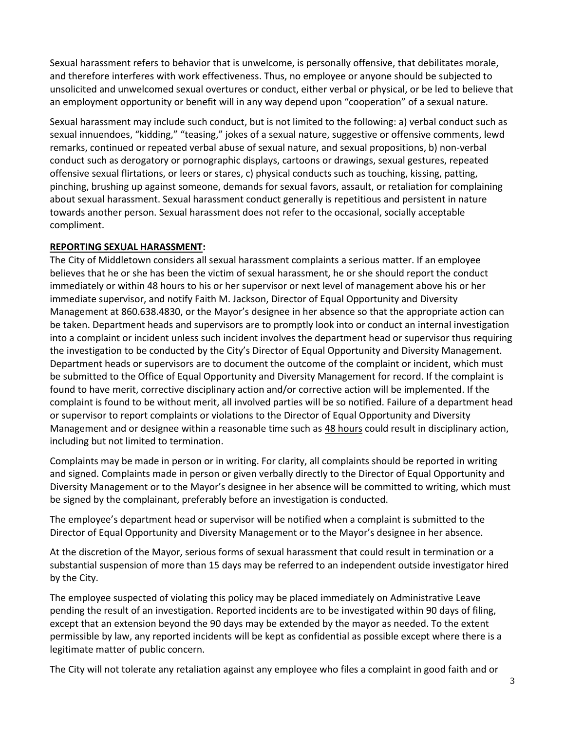Sexual harassment refers to behavior that is unwelcome, is personally offensive, that debilitates morale, and therefore interferes with work effectiveness. Thus, no employee or anyone should be subjected to unsolicited and unwelcomed sexual overtures or conduct, either verbal or physical, or be led to believe that an employment opportunity or benefit will in any way depend upon "cooperation" of a sexual nature.

Sexual harassment may include such conduct, but is not limited to the following: a) verbal conduct such as sexual innuendoes, "kidding," "teasing," jokes of a sexual nature, suggestive or offensive comments, lewd remarks, continued or repeated verbal abuse of sexual nature, and sexual propositions, b) non-verbal conduct such as derogatory or pornographic displays, cartoons or drawings, sexual gestures, repeated offensive sexual flirtations, or leers or stares, c) physical conducts such as touching, kissing, patting, pinching, brushing up against someone, demands for sexual favors, assault, or retaliation for complaining about sexual harassment. Sexual harassment conduct generally is repetitious and persistent in nature towards another person. Sexual harassment does not refer to the occasional, socially acceptable compliment.

**REPORTING SEXUAL HARASSMENT:**

The City of Middletown considers all sexual harassment complaints a serious matter. If an employee believes that he or she has been the victim of sexual harassment, he or she should report the conduct immediately or within 48 hours to his or her supervisor or next level of management above his or her immediate supervisor, and notify Faith M. Jackson, Director of Equal Opportunity and Diversity Management at 860.638.4830, or the Mayor's designee in her absence so that the appropriate action can be taken. Department heads and supervisors are to promptly look into or conduct an internal investigation into a complaint or incident unless such incident involves the department head or supervisor thus requiring the investigation to be conducted by the City's Director of Equal Opportunity and Diversity Management. Department heads or supervisors are to document the outcome of the complaint or incident, which must be submitted to the Office of Equal Opportunity and Diversity Management for record. If the complaint is found to have merit, corrective disciplinary action and/or corrective action will be implemented. If the complaint is found to be without merit, all involved parties will be so notified. Failure of a department head or supervisor to report complaints or violations to the Director of Equal Opportunity and Diversity Management and or designee within a reasonable time such as 48 hours could result in disciplinary action, including but not limited to termination.

Complaints may be made in person or in writing. For clarity, all complaints should be reported in writing and signed. Complaints made in person or given verbally directly to the Director of Equal Opportunity and Diversity Management or to the Mayor's designee in her absence will be committed to writing, which must be signed by the complainant, preferably before an investigation is conducted.

The employee's department head or supervisor will be notified when a complaint is submitted to the Director of Equal Opportunity and Diversity Management or to the Mayor's designee in her absence.

At the discretion of the Mayor, serious forms of sexual harassment that could result in termination or a substantial suspension of more than 15 days may be referred to an independent outside investigator hired by the City.

The employee suspected of violating this policy may be placed immediately on Administrative Leave pending the result of an investigation. Reported incidents are to be investigated within 90 days of filing, except that an extension beyond the 90 days may be extended by the mayor as needed. To the extent permissible by law, any reported incidents will be kept as confidential as possible except where there is a legitimate matter of public concern.

The City will not tolerate any retaliation against any employee who files a complaint in good faith and or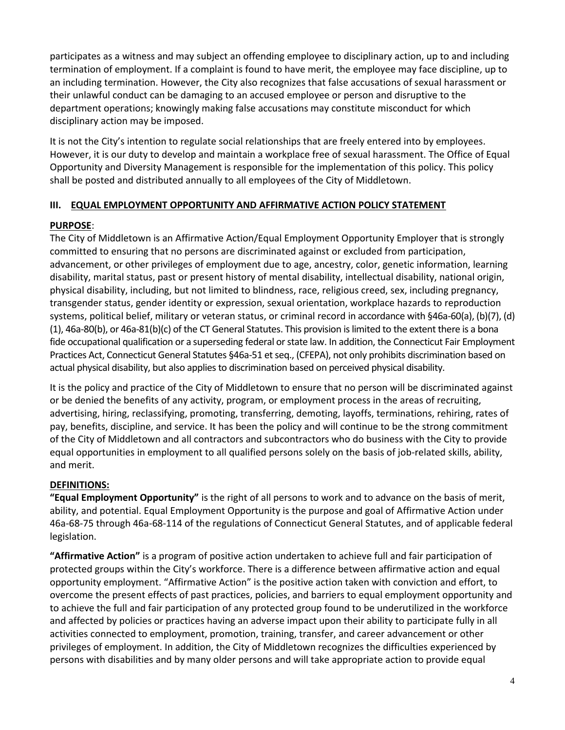participates as a witness and may subject an offending employee to disciplinary action, up to and including termination of employment. If a complaint is found to have merit, the employee may face discipline, up to an including termination. However, the City also recognizes that false accusations of sexual harassment or their unlawful conduct can be damaging to an accused employee or person and disruptive to the department operations; knowingly making false accusations may constitute misconduct for which disciplinary action may be imposed.

It is not the City's intention to regulate social relationships that are freely entered into by employees. However, it is our duty to develop and maintain a workplace free of sexual harassment. The Office of Equal Opportunity and Diversity Management is responsible for the implementation of this policy. This policy shall be posted and distributed annually to all employees of the City of Middletown.

## III. EQUAL EMPLOYMENT OPPORTUNITY AND AFFIRMATIVE ACTION POLICY STATEMENT

**PURPOSE**:

The City of Middletown is an Affirmative Action/Equal Employment Opportunity Employer that is strongly committed to ensuring that no persons are discriminated against or excluded from participation, advancement, or other privileges of employment due to age, ancestry, color, genetic information, learning disability, marital status, past or present history of mental disability, intellectual disability, national origin, physical disability, including, but not limited to blindness, race, religious creed, sex, including pregnancy, transgender status, gender identity or expression, sexual orientation, workplace hazards to reproduction systems, political belief, military or veteran status, or criminal record in accordance with §46a-60(a), (b)(7), (d)(1), 46a-80(b), or 46a-81(b)(c) of the CT General Statutes. This provision is limited to the extent there is a bona fide occupational qualification or a superseding federal or state law. In addition, the Connecticut Fair Employment Practices Act, Connecticut General Statutes §46a-51 et seq., (CFEPA), not only prohibits discrimination based on actual physical disability, but also applies to discrimination based on perceived physical disability.

It is the policy and practice of the City of Middletown to ensure that no person will be discriminated against or be denied the benefits of any activity, program, or employment process in the areas of recruiting, advertising, hiring, reclassifying, promoting, transferring, demoting, layoffs, terminations, rehiring, rates of pay, benefits, discipline, and service. It has been the policy and will continue to be the strong commitment of the City of Middletown and all contractors and subcontractors who do business with the City to provide equal opportunities in employment to all qualified persons solely on the basis of job-related skills, ability, and merit.

**DEFINITIONS:**

**"Equal Employment Opportunity"** is the right of all persons to work and to advance on the basis of merit, ability, and potential. Equal Employment Opportunity is the purpose and goal of Affirmative Action under 46a-68-75 through 46a-68-114 of the regulations of Connecticut General Statutes, and of applicable federal legislation.

**"Affirmative Action"** is a program of positive action undertaken to achieve full and fair participation of protected groups within the City's workforce. There is a difference between affirmative action and equal opportunity employment. "Affirmative Action" is the positive action taken with conviction and effort, to overcome the present effects of past practices, policies, and barriers to equal employment opportunity and to achieve the full and fair participation of any protected group found to be underutilized in the workforce and affected by policies or practices having an adverse impact upon their ability to participate fully in all activities connected to employment, promotion, training, transfer, and career advancement or other privileges of employment. In addition, the City of Middletown recognizes the difficulties experienced by persons with disabilities and by many older persons and will take appropriate action to provide equal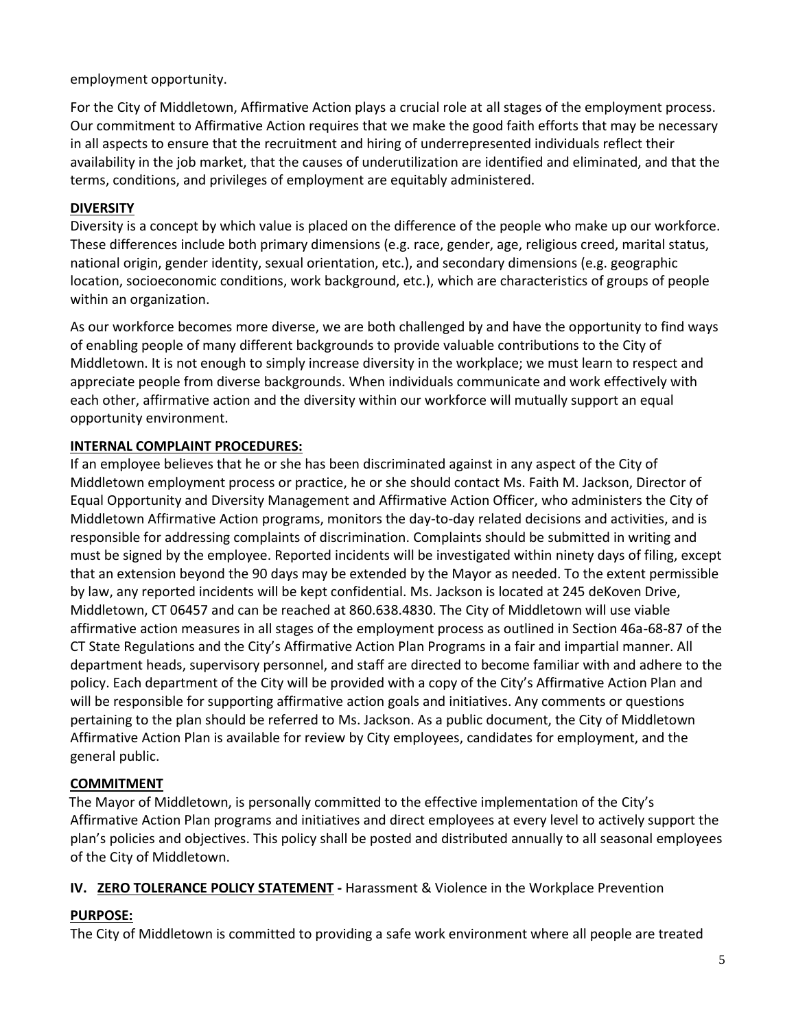employment opportunity.

For the City of Middletown, Affirmative Action plays a crucial role at all stages of the employment process. Our commitment to Affirmative Action requires that we make the good faith efforts that may be necessary in all aspects to ensure that the recruitment and hiring of underrepresented individuals reflect their availability in the job market, that the causes of underutilization are identified and eliminated, and that the terms, conditions, and privileges of employment are equitably administered.

**DIVERSITY**

Diversity is a concept by which value is placed on the difference of the people who make up our workforce. These differences include both primary dimensions (e.g. race, gender, age, religious creed, marital status, national origin, gender identity, sexual orientation, etc.), and secondary dimensions (e.g. geographic location, socioeconomic conditions, work background, etc.), which are characteristics of groups of people within an organization.

As our workforce becomes more diverse, we are both challenged by and have the opportunity to find ways of enabling people of many different backgrounds to provide valuable contributions to the City of Middletown. It is not enough to simply increase diversity in the workplace; we must learn to respect and appreciate people from diverse backgrounds. When individuals communicate and work effectively with each other, affirmative action and the diversity within our workforce will mutually support an equal opportunity environment.

**INTERNAL COMPLAINT PROCEDURES:**

If an employee believes that he or she has been discriminated against in any aspect of the City of Middletown employment process or practice, he or she should contact Ms. Faith M. Jackson, Director of Equal Opportunity and Diversity Management and Affirmative Action Officer, who administers the City of Middletown Affirmative Action programs, monitors the day-to-day related decisions and activities, and is responsible for addressing complaints of discrimination. Complaints should be submitted in writing and must be signed by the employee. Reported incidents will be investigated within ninety days of filing, except that an extension beyond the 90 days may be extended by the Mayor as needed. To the extent permissible by law, any reported incidents will be kept confidential. Ms. Jackson is located at 245 deKoven Drive, Middletown, CT 06457 and can be reached at 860.638.4830. The City of Middletown will use viable affirmative action measures in all stages of the employment process as outlined in Section 46a-68-87 of the CT State Regulations and the City's Affirmative Action Plan Programs in a fair and impartial manner. All department heads, supervisory personnel, and staff are directed to become familiar with and adhere to the policy. Each department of the City will be provided with a copy of the City's Affirmative Action Plan and will be responsible for supporting affirmative action goals and initiatives. Any comments or questions pertaining to the plan should be referred to Ms. Jackson. As a public document, the City of Middletown Affirmative Action Plan is available for review by City employees, candidates for employment, and the general public.

**COMMITMENT**

The Mayor of Middletown, is personally committed to the effective implementation of the City's Affirmative Action Plan programs and initiatives and direct employees at every level to actively support the plan's policies and objectives. This policy shall be posted and distributed annually to all seasonal employees of the City of Middletown.

## IV. ZERO TOLERANCE POLICY STATEMENT - Harassment & Violence in the Workplace Prevention

**PURPOSE:**

The City of Middletown is committed to providing a safe work environment where all people are treated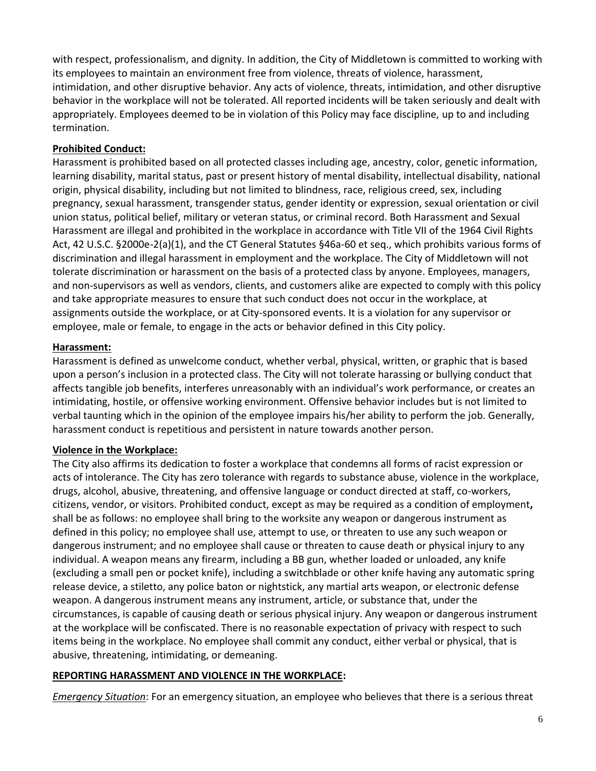with respect, professionalism, and dignity. In addition, the City of Middletown is committed to working with its employees to maintain an environment free from violence, threats of violence, harassment, intimidation, and other disruptive behavior. Any acts of violence, threats, intimidation, and other disruptive behavior in the workplace will not be tolerated. All reported incidents will be taken seriously and dealt with appropriately. Employees deemed to be in violation of this Policy may face discipline, up to and including termination.

**Prohibited Conduct:**

Harassment is prohibited based on all protected classes including age, ancestry, color, genetic information, learning disability, marital status, past or present history of mental disability, intellectual disability, national origin, physical disability, including but not limited to blindness, race, religious creed, sex, including pregnancy, sexual harassment, transgender status, gender identity or expression, sexual orientation or civil union status, political belief, military or veteran status, or criminal record. Both Harassment and Sexual Harassment are illegal and prohibited in the workplace in accordance with Title VII of the 1964 Civil Rights Act, 42 U.S.C. §2000e-2(a)(1), and the CT General Statutes §46a-60 et seq., which prohibits various forms of discrimination and illegal harassment in employment and the workplace. The City of Middletown will not tolerate discrimination or harassment on the basis of a protected class by anyone. Employees, managers, and non-supervisors as well as vendors, clients, and customers alike are expected to comply with this policy and take appropriate measures to ensure that such conduct does not occur in the workplace, at assignments outside the workplace, or at City-sponsored events. It is a violation for any supervisor or employee, male or female, to engage in the acts or behavior defined in this City policy.

**Harassment:**

Harassment is defined as unwelcome conduct, whether verbal, physical, written, or graphic that is based upon a person's inclusion in a protected class. The City will not tolerate harassing or bullying conduct that affects tangible job benefits, interferes unreasonably with an individual's work performance, or creates an intimidating, hostile, or offensive working environment. Offensive behavior includes but is not limited to verbal taunting which in the opinion of the employee impairs his/her ability to perform the job. Generally, harassment conduct is repetitious and persistent in nature towards another person.

**Violence in the Workplace:**

The City also affirms its dedication to foster a workplace that condemns all forms of racist expression or acts of intolerance. The City has zero tolerance with regards to substance abuse, violence in the workplace, drugs, alcohol, abusive, threatening, and offensive language or conduct directed at staff, co-workers, citizens, vendor, or visitors. Prohibited conduct, except as may be required as a condition of employment**,** shall be as follows: no employee shall bring to the worksite any weapon or dangerous instrument as defined in this policy; no employee shall use, attempt to use, or threaten to use any such weapon or dangerous instrument; and no employee shall cause or threaten to cause death or physical injury to any individual. A weapon means any firearm, including a BB gun, whether loaded or unloaded, any knife (excluding a small pen or pocket knife), including a switchblade or other knife having any automatic spring release device, a stiletto, any police baton or nightstick, any martial arts weapon, or electronic defense weapon. A dangerous instrument means any instrument, article, or substance that, under the circumstances, is capable of causing death or serious physical injury. Any weapon or dangerous instrument at the workplace will be confiscated. There is no reasonable expectation of privacy with respect to such items being in the workplace. No employee shall commit any conduct, either verbal or physical, that is abusive, threatening, intimidating, or demeaning.

**REPORTING HARASSMENT AND VIOLENCE IN THE WORKPLACE:**

*Emergency Situation*: For an emergency situation, an employee who believes that there is a serious threat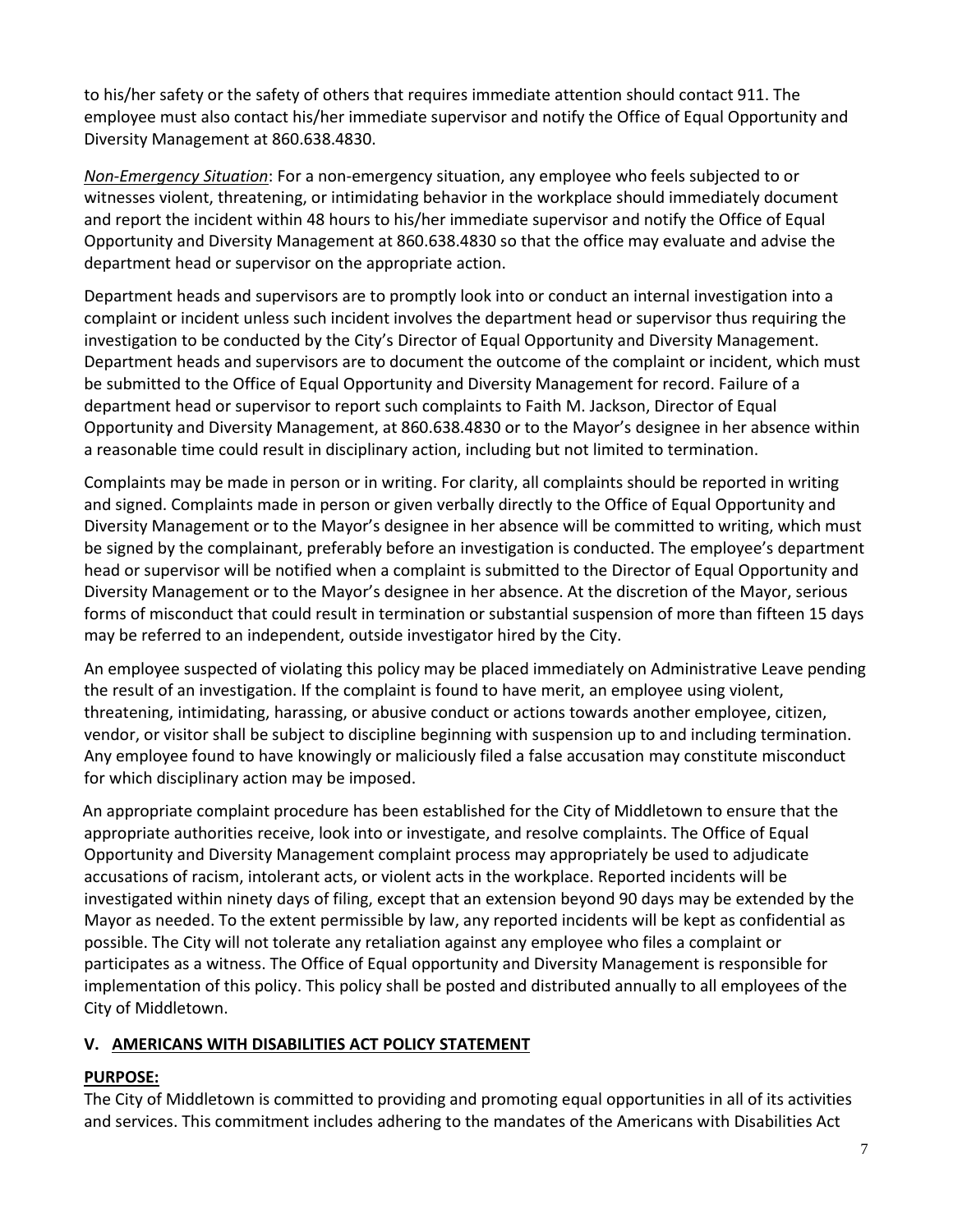to his/her safety or the safety of others that requires immediate attention should contact 911. The employee must also contact his/her immediate supervisor and notify the Office of Equal Opportunity and Diversity Management at 860.638.4830.

*Non-Emergency Situation*: For a non-emergency situation, any employee who feels subjected to or witnesses violent, threatening, or intimidating behavior in the workplace should immediately document and report the incident within 48 hours to his/her immediate supervisor and notify the Office of Equal Opportunity and Diversity Management at 860.638.4830 so that the office may evaluate and advise the department head or supervisor on the appropriate action.

Department heads and supervisors are to promptly look into or conduct an internal investigation into a complaint or incident unless such incident involves the department head or supervisor thus requiring the investigation to be conducted by the City's Director of Equal Opportunity and Diversity Management. Department heads and supervisors are to document the outcome of the complaint or incident, which must be submitted to the Office of Equal Opportunity and Diversity Management for record. Failure of a department head or supervisor to report such complaints to Faith M. Jackson, Director of Equal Opportunity and Diversity Management, at 860.638.4830 or to the Mayor's designee in her absence within a reasonable time could result in disciplinary action, including but not limited to termination.

Complaints may be made in person or in writing. For clarity, all complaints should be reported in writing and signed. Complaints made in person or given verbally directly to the Office of Equal Opportunity and Diversity Management or to the Mayor's designee in her absence will be committed to writing, which must be signed by the complainant, preferably before an investigation is conducted. The employee's department head or supervisor will be notified when a complaint is submitted to the Director of Equal Opportunity and Diversity Management or to the Mayor's designee in her absence. At the discretion of the Mayor, serious forms of misconduct that could result in termination or substantial suspension of more than fifteen 15 days may be referred to an independent, outside investigator hired by the City.

An employee suspected of violating this policy may be placed immediately on Administrative Leave pending the result of an investigation. If the complaint is found to have merit, an employee using violent, threatening, intimidating, harassing, or abusive conduct or actions towards another employee, citizen, vendor, or visitor shall be subject to discipline beginning with suspension up to and including termination. Any employee found to have knowingly or maliciously filed a false accusation may constitute misconduct for which disciplinary action may be imposed.

An appropriate complaint procedure has been established for the City of Middletown to ensure that the appropriate authorities receive, look into or investigate, and resolve complaints. The Office of Equal Opportunity and Diversity Management complaint process may appropriately be used to adjudicate accusations of racism, intolerant acts, or violent acts in the workplace. Reported incidents will be investigated within ninety days of filing, except that an extension beyond 90 days may be extended by the Mayor as needed. To the extent permissible by law, any reported incidents will be kept as confidential as possible. The City will not tolerate any retaliation against any employee who files a complaint or participates as a witness. The Office of Equal opportunity and Diversity Management is responsible for implementation of this policy. This policy shall be posted and distributed annually to all employees of the City of Middletown.

## V. AMERICANS WITH DISABILITIES ACT POLICY STATEMENT

**PURPOSE:**

The City of Middletown is committed to providing and promoting equal opportunities in all of its activities and services. This commitment includes adhering to the mandates of the Americans with Disabilities Act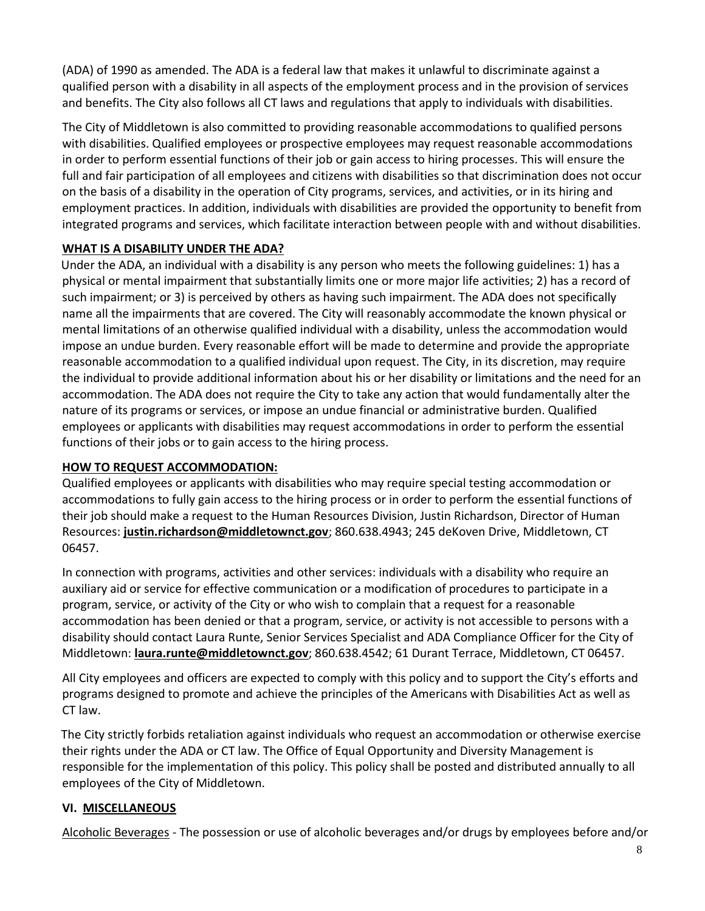(ADA) of 1990 as amended. The ADA is a federal law that makes it unlawful to discriminate against a qualified person with a disability in all aspects of the employment process and in the provision of services and benefits. The City also follows all CT laws and regulations that apply to individuals with disabilities.

The City of Middletown is also committed to providing reasonable accommodations to qualified persons with disabilities. Qualified employees or prospective employees may request reasonable accommodations in order to perform essential functions of their job or gain access to hiring processes. This will ensure the full and fair participation of all employees and citizens with disabilities so that discrimination does not occur on the basis of a disability in the operation of City programs, services, and activities, or in its hiring and employment practices. In addition, individuals with disabilities are provided the opportunity to benefit from integrated programs and services, which facilitate interaction between people with and without disabilities.

**WHAT IS A DISABILITY UNDER THE ADA?**

Under the ADA, an individual with a disability is any person who meets the following guidelines: 1) has a physical or mental impairment that substantially limits one or more major life activities; 2) has a record of such impairment; or 3) is perceived by others as having such impairment. The ADA does not specifically name all the impairments that are covered. The City will reasonably accommodate the known physical or mental limitations of an otherwise qualified individual with a disability, unless the accommodation would impose an undue burden. Every reasonable effort will be made to determine and provide the appropriate reasonable accommodation to a qualified individual upon request. The City, in its discretion, may require the individual to provide additional information about his or her disability or limitations and the need for an accommodation. The ADA does not require the City to take any action that would fundamentally alter the nature of its programs or services, or impose an undue financial or administrative burden. Qualified employees or applicants with disabilities may request accommodations in order to perform the essential functions of their jobs or to gain access to the hiring process.

**HOW TO REQUEST ACCOMMODATION:**

Qualified employees or applicants with disabilities who may require special testing accommodation or accommodations to fully gain access to the hiring process or in order to perform the essential functions of their job should make a request to the Human Resources Division, Justin Richardson, Director of Human Resources: **justin.richardson@middletownct.gov**; 860.638.4943; 245 deKoven Drive, Middletown, CT 06457.

In connection with programs, activities and other services: individuals with a disability who require an auxiliary aid or service for effective communication or a modification of procedures to participate in a program, service, or activity of the City or who wish to complain that a request for a reasonable accommodation has been denied or that a program, service, or activity is not accessible to persons with a disability should contact Laura Runte, Senior Services Specialist and ADA Compliance Officer for the City of Middletown: **laura.runte@middletownct.gov**; 860.638.4542; 61 Durant Terrace, Middletown, CT 06457.

All City employees and officers are expected to comply with this policy and to support the City's efforts and programs designed to promote and achieve the principles of the Americans with Disabilities Act as well as CT law.

The City strictly forbids retaliation against individuals who request an accommodation or otherwise exercise their rights under the ADA or CT law. The Office of Equal Opportunity and Diversity Management is responsible for the implementation of this policy. This policy shall be posted and distributed annually to all employees of the City of Middletown.

## VI. MISCELLANEOUS

Alcoholic Beverages - The possession or use of alcoholic beverages and/or drugs by employees before and/or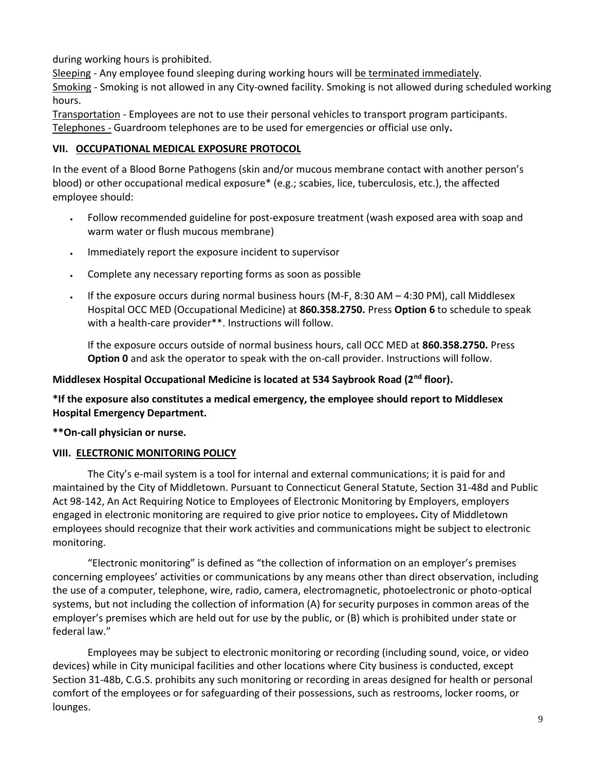during working hours is prohibited.

Sleeping - Any employee found sleeping during working hours will be terminated immediately.

Smoking - Smoking is not allowed in any City-owned facility. Smoking is not allowed during scheduled working hours.

Transportation - Employees are not to use their personal vehicles to transport program participants.

Telephones - Guardroom telephones are to be used for emergencies or official use only**.**

## VII. OCCUPATIONAL MEDICAL EXPOSURE PROTOCOL

In the event of a Blood Borne Pathogens (skin and/or mucous membrane contact with another person's blood) or other occupational medical exposure* (e.g.; scabies, lice, tuberculosis, etc.), the affected employee should:

- Follow recommended guideline for post-exposure treatment (wash exposed area with soap and warm water or flush mucous membrane)
- Immediately report the exposure incident to supervisor
- Complete any necessary reporting forms as soon as possible
- If the exposure occurs during normal business hours (M-F, 8:30 AM – 4:30 PM), call Middlesex Hospital OCC MED (Occupational Medicine) at **860.358.2750.** Press **Option 6** to schedule to speak with a health-care provider**. Instructions will follow.

  If the exposure occurs outside of normal business hours, call OCC MED at **860.358.2750.** Press **Option 0** and ask the operator to speak with the on-call provider. Instructions will follow.

**Middlesex Hospital Occupational Medicine is located at 534 Saybrook Road (2nd floor).**

***If the exposure also constitutes a medical emergency, the employee should report to Middlesex Hospital Emergency Department.**

****On-call physician or nurse.**

## VIII. ELECTRONIC MONITORING POLICY

The City's e-mail system is a tool for internal and external communications; it is paid for and maintained by the City of Middletown. Pursuant to Connecticut General Statute, Section 31-48d and Public Act 98-142, An Act Requiring Notice to Employees of Electronic Monitoring by Employers, employers engaged in electronic monitoring are required to give prior notice to employees**.** City of Middletown employees should recognize that their work activities and communications might be subject to electronic monitoring.

"Electronic monitoring" is defined as "the collection of information on an employer's premises concerning employees' activities or communications by any means other than direct observation, including the use of a computer, telephone, wire, radio, camera, electromagnetic, photoelectronic or photo-optical systems, but not including the collection of information (A) for security purposes in common areas of the employer's premises which are held out for use by the public, or (B) which is prohibited under state or federal law."

Employees may be subject to electronic monitoring or recording (including sound, voice, or video devices) while in City municipal facilities and other locations where City business is conducted, except Section 31-48b, C.G.S. prohibits any such monitoring or recording in areas designed for health or personal comfort of the employees or for safeguarding of their possessions, such as restrooms, locker rooms, or lounges.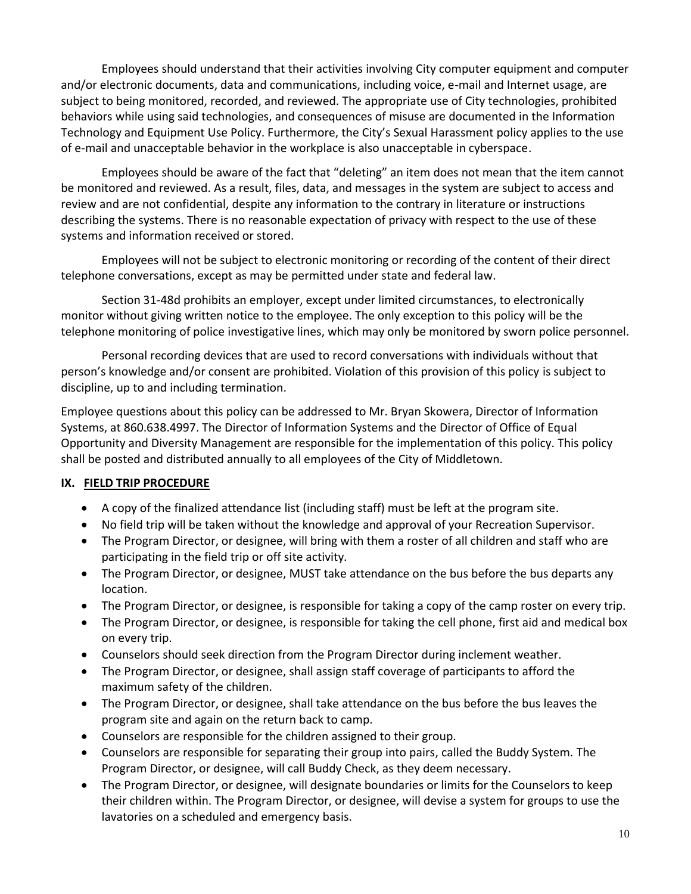Employees should understand that their activities involving City computer equipment and computer and/or electronic documents, data and communications, including voice, e-mail and Internet usage, are subject to being monitored, recorded, and reviewed. The appropriate use of City technologies, prohibited behaviors while using said technologies, and consequences of misuse are documented in the Information Technology and Equipment Use Policy. Furthermore, the City's Sexual Harassment policy applies to the use of e-mail and unacceptable behavior in the workplace is also unacceptable in cyberspace.

Employees should be aware of the fact that "deleting" an item does not mean that the item cannot be monitored and reviewed. As a result, files, data, and messages in the system are subject to access and review and are not confidential, despite any information to the contrary in literature or instructions describing the systems. There is no reasonable expectation of privacy with respect to the use of these systems and information received or stored.

Employees will not be subject to electronic monitoring or recording of the content of their direct telephone conversations, except as may be permitted under state and federal law.

Section 31-48d prohibits an employer, except under limited circumstances, to electronically monitor without giving written notice to the employee. The only exception to this policy will be the telephone monitoring of police investigative lines, which may only be monitored by sworn police personnel.

Personal recording devices that are used to record conversations with individuals without that person's knowledge and/or consent are prohibited. Violation of this provision of this policy is subject to discipline, up to and including termination.

Employee questions about this policy can be addressed to Mr. Bryan Skowera, Director of Information Systems, at 860.638.4997. The Director of Information Systems and the Director of Office of Equal Opportunity and Diversity Management are responsible for the implementation of this policy. This policy shall be posted and distributed annually to all employees of the City of Middletown.

## IX. FIELD TRIP PROCEDURE

- A copy of the finalized attendance list (including staff) must be left at the program site.
- No field trip will be taken without the knowledge and approval of your Recreation Supervisor.
- The Program Director, or designee, will bring with them a roster of all children and staff who are participating in the field trip or off site activity.
- The Program Director, or designee, MUST take attendance on the bus before the bus departs any location.
- The Program Director, or designee, is responsible for taking a copy of the camp roster on every trip.
- The Program Director, or designee, is responsible for taking the cell phone, first aid and medical box on every trip.
- Counselors should seek direction from the Program Director during inclement weather.
- The Program Director, or designee, shall assign staff coverage of participants to afford the maximum safety of the children.
- The Program Director, or designee, shall take attendance on the bus before the bus leaves the program site and again on the return back to camp.
- Counselors are responsible for the children assigned to their group.
- Counselors are responsible for separating their group into pairs, called the Buddy System. The Program Director, or designee, will call Buddy Check, as they deem necessary.
- The Program Director, or designee, will designate boundaries or limits for the Counselors to keep their children within. The Program Director, or designee, will devise a system for groups to use the lavatories on a scheduled and emergency basis.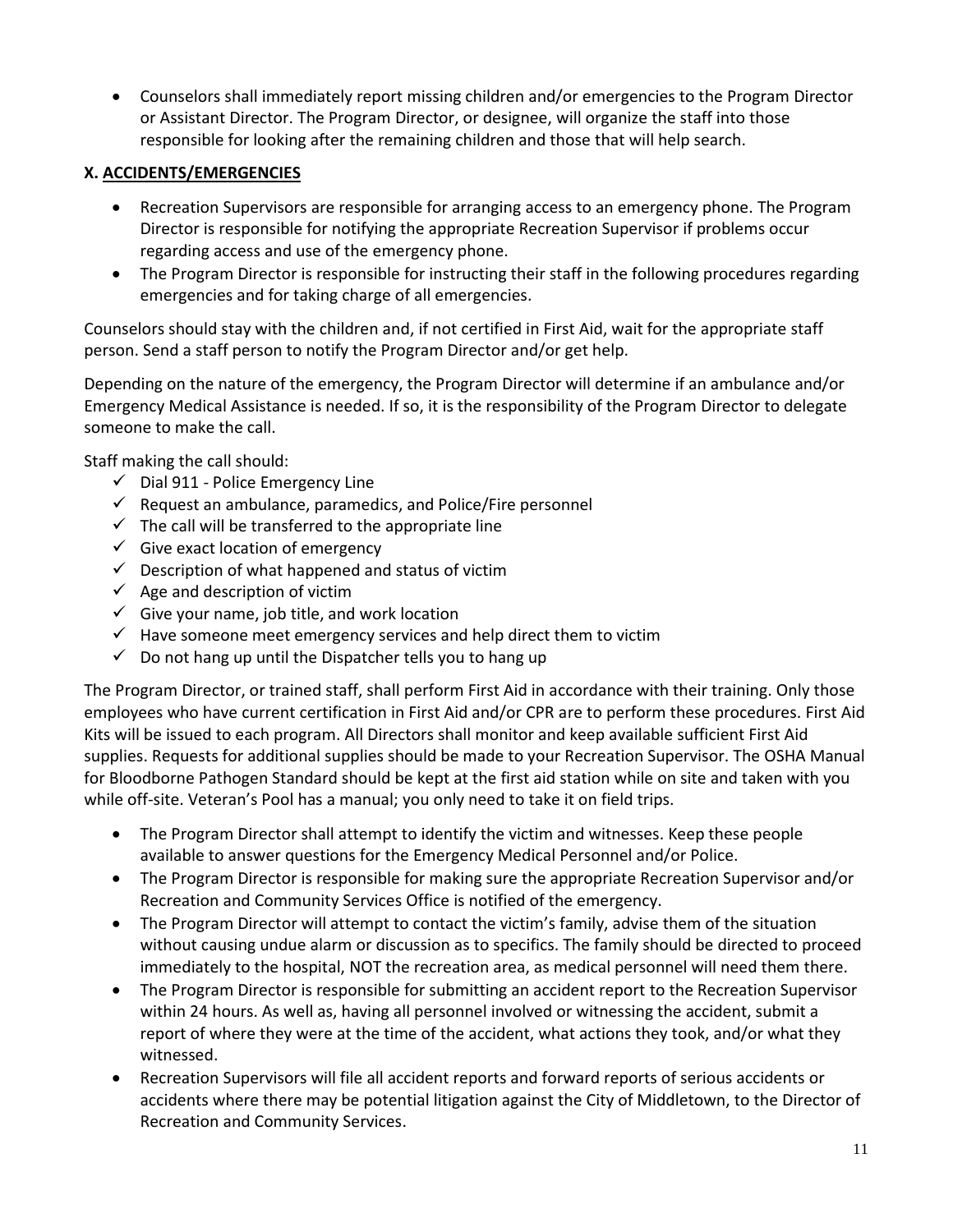- Counselors shall immediately report missing children and/or emergencies to the Program Director or Assistant Director. The Program Director, or designee, will organize the staff into those responsible for looking after the remaining children and those that will help search.

## X. ACCIDENTS/EMERGENCIES

- Recreation Supervisors are responsible for arranging access to an emergency phone. The Program Director is responsible for notifying the appropriate Recreation Supervisor if problems occur regarding access and use of the emergency phone.
- The Program Director is responsible for instructing their staff in the following procedures regarding emergencies and for taking charge of all emergencies.

Counselors should stay with the children and, if not certified in First Aid, wait for the appropriate staff person. Send a staff person to notify the Program Director and/or get help.

Depending on the nature of the emergency, the Program Director will determine if an ambulance and/or Emergency Medical Assistance is needed. If so, it is the responsibility of the Program Director to delegate someone to make the call.

Staff making the call should:

- ✓ Dial 911 - Police Emergency Line
- ✓ Request an ambulance, paramedics, and Police/Fire personnel
- ✓ The call will be transferred to the appropriate line
- ✓ Give exact location of emergency
- ✓ Description of what happened and status of victim
- ✓ Age and description of victim
- ✓ Give your name, job title, and work location
- ✓ Have someone meet emergency services and help direct them to victim
- ✓ Do not hang up until the Dispatcher tells you to hang up

The Program Director, or trained staff, shall perform First Aid in accordance with their training. Only those employees who have current certification in First Aid and/or CPR are to perform these procedures. First Aid Kits will be issued to each program. All Directors shall monitor and keep available sufficient First Aid supplies. Requests for additional supplies should be made to your Recreation Supervisor. The OSHA Manual for Bloodborne Pathogen Standard should be kept at the first aid station while on site and taken with you while off-site. Veteran's Pool has a manual; you only need to take it on field trips.

- The Program Director shall attempt to identify the victim and witnesses. Keep these people available to answer questions for the Emergency Medical Personnel and/or Police.
- The Program Director is responsible for making sure the appropriate Recreation Supervisor and/or Recreation and Community Services Office is notified of the emergency.
- The Program Director will attempt to contact the victim's family, advise them of the situation without causing undue alarm or discussion as to specifics. The family should be directed to proceed immediately to the hospital, NOT the recreation area, as medical personnel will need them there.
- The Program Director is responsible for submitting an accident report to the Recreation Supervisor within 24 hours. As well as, having all personnel involved or witnessing the accident, submit a report of where they were at the time of the accident, what actions they took, and/or what they witnessed.
- Recreation Supervisors will file all accident reports and forward reports of serious accidents or accidents where there may be potential litigation against the City of Middletown, to the Director of Recreation and Community Services.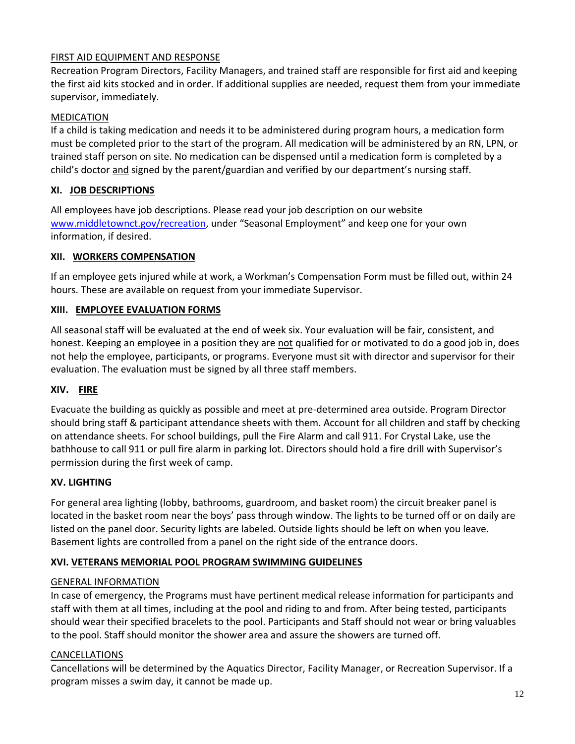FIRST AID EQUIPMENT AND RESPONSE

Recreation Program Directors, Facility Managers, and trained staff are responsible for first aid and keeping the first aid kits stocked and in order. If additional supplies are needed, request them from your immediate supervisor, immediately.

MEDICATION

If a child is taking medication and needs it to be administered during program hours, a medication form must be completed prior to the start of the program. All medication will be administered by an RN, LPN, or trained staff person on site. No medication can be dispensed until a medication form is completed by a child's doctor and signed by the parent/guardian and verified by our department's nursing staff.

## XI. JOB DESCRIPTIONS

All employees have job descriptions. Please read your job description on our website www.middletownct.gov/recreation, under "Seasonal Employment" and keep one for your own information, if desired.

## XII. WORKERS COMPENSATION

If an employee gets injured while at work, a Workman's Compensation Form must be filled out, within 24 hours. These are available on request from your immediate Supervisor.

## XIII. EMPLOYEE EVALUATION FORMS

All seasonal staff will be evaluated at the end of week six. Your evaluation will be fair, consistent, and honest. Keeping an employee in a position they are not qualified for or motivated to do a good job in, does not help the employee, participants, or programs. Everyone must sit with director and supervisor for their evaluation. The evaluation must be signed by all three staff members.

## XIV. FIRE

Evacuate the building as quickly as possible and meet at pre-determined area outside. Program Director should bring staff & participant attendance sheets with them. Account for all children and staff by checking on attendance sheets. For school buildings, pull the Fire Alarm and call 911. For Crystal Lake, use the bathhouse to call 911 or pull fire alarm in parking lot. Directors should hold a fire drill with Supervisor's permission during the first week of camp.

## XV. LIGHTING

For general area lighting (lobby, bathrooms, guardroom, and basket room) the circuit breaker panel is located in the basket room near the boys' pass through window. The lights to be turned off or on daily are listed on the panel door. Security lights are labeled. Outside lights should be left on when you leave. Basement lights are controlled from a panel on the right side of the entrance doors.

## XVI. VETERANS MEMORIAL POOL PROGRAM SWIMMING GUIDELINES

GENERAL INFORMATION

In case of emergency, the Programs must have pertinent medical release information for participants and staff with them at all times, including at the pool and riding to and from. After being tested, participants should wear their specified bracelets to the pool. Participants and Staff should not wear or bring valuables to the pool. Staff should monitor the shower area and assure the showers are turned off.

CANCELLATIONS

Cancellations will be determined by the Aquatics Director, Facility Manager, or Recreation Supervisor. If a program misses a swim day, it cannot be made up.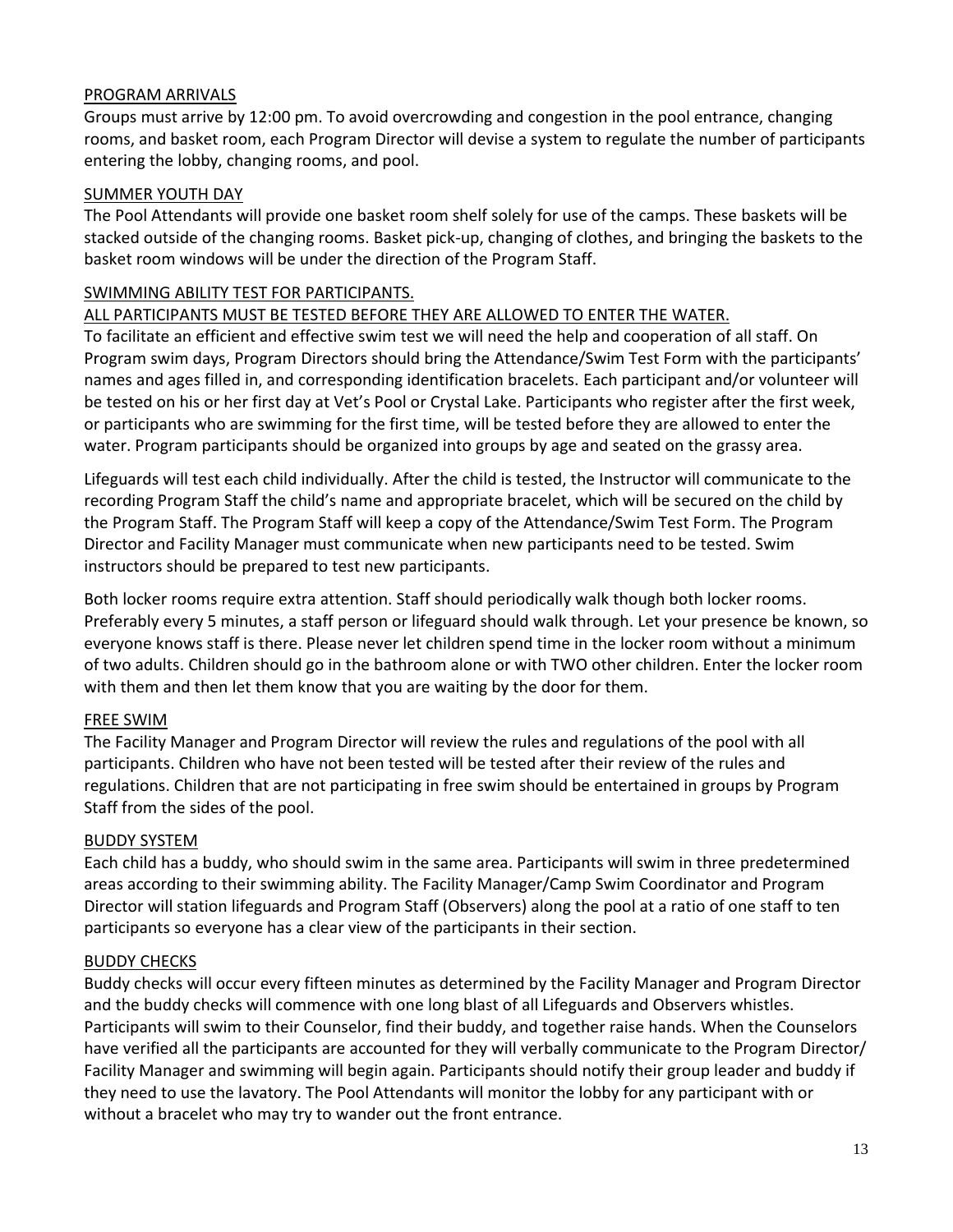PROGRAM ARRIVALS

Groups must arrive by 12:00 pm. To avoid overcrowding and congestion in the pool entrance, changing rooms, and basket room, each Program Director will devise a system to regulate the number of participants entering the lobby, changing rooms, and pool.

SUMMER YOUTH DAY

The Pool Attendants will provide one basket room shelf solely for use of the camps. These baskets will be stacked outside of the changing rooms. Basket pick-up, changing of clothes, and bringing the baskets to the basket room windows will be under the direction of the Program Staff.

SWIMMING ABILITY TEST FOR PARTICIPANTS.

ALL PARTICIPANTS MUST BE TESTED BEFORE THEY ARE ALLOWED TO ENTER THE WATER.

To facilitate an efficient and effective swim test we will need the help and cooperation of all staff. On Program swim days, Program Directors should bring the Attendance/Swim Test Form with the participants' names and ages filled in, and corresponding identification bracelets. Each participant and/or volunteer will be tested on his or her first day at Vet's Pool or Crystal Lake. Participants who register after the first week, or participants who are swimming for the first time, will be tested before they are allowed to enter the water. Program participants should be organized into groups by age and seated on the grassy area.

Lifeguards will test each child individually. After the child is tested, the Instructor will communicate to the recording Program Staff the child's name and appropriate bracelet, which will be secured on the child by the Program Staff. The Program Staff will keep a copy of the Attendance/Swim Test Form. The Program Director and Facility Manager must communicate when new participants need to be tested. Swim instructors should be prepared to test new participants.

Both locker rooms require extra attention. Staff should periodically walk though both locker rooms. Preferably every 5 minutes, a staff person or lifeguard should walk through. Let your presence be known, so everyone knows staff is there. Please never let children spend time in the locker room without a minimum of two adults. Children should go in the bathroom alone or with TWO other children. Enter the locker room with them and then let them know that you are waiting by the door for them.

FREE SWIM

The Facility Manager and Program Director will review the rules and regulations of the pool with all participants. Children who have not been tested will be tested after their review of the rules and regulations. Children that are not participating in free swim should be entertained in groups by Program Staff from the sides of the pool.

BUDDY SYSTEM

Each child has a buddy, who should swim in the same area. Participants will swim in three predetermined areas according to their swimming ability. The Facility Manager/Camp Swim Coordinator and Program Director will station lifeguards and Program Staff (Observers) along the pool at a ratio of one staff to ten participants so everyone has a clear view of the participants in their section.

BUDDY CHECKS

Buddy checks will occur every fifteen minutes as determined by the Facility Manager and Program Director and the buddy checks will commence with one long blast of all Lifeguards and Observers whistles. Participants will swim to their Counselor, find their buddy, and together raise hands. When the Counselors have verified all the participants are accounted for they will verbally communicate to the Program Director/ Facility Manager and swimming will begin again. Participants should notify their group leader and buddy if they need to use the lavatory. The Pool Attendants will monitor the lobby for any participant with or without a bracelet who may try to wander out the front entrance.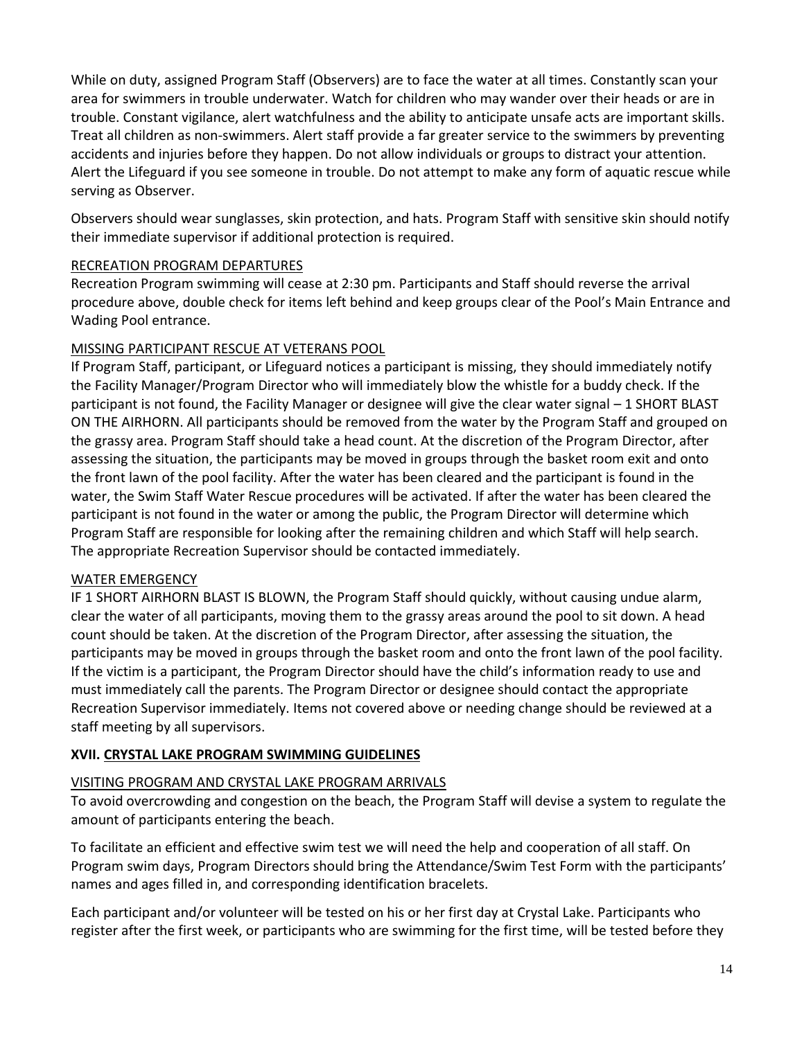While on duty, assigned Program Staff (Observers) are to face the water at all times. Constantly scan your area for swimmers in trouble underwater. Watch for children who may wander over their heads or are in trouble. Constant vigilance, alert watchfulness and the ability to anticipate unsafe acts are important skills. Treat all children as non-swimmers. Alert staff provide a far greater service to the swimmers by preventing accidents and injuries before they happen. Do not allow individuals or groups to distract your attention. Alert the Lifeguard if you see someone in trouble. Do not attempt to make any form of aquatic rescue while serving as Observer.

Observers should wear sunglasses, skin protection, and hats. Program Staff with sensitive skin should notify their immediate supervisor if additional protection is required.

<u>RECREATION PROGRAM DEPARTURES</u>

Recreation Program swimming will cease at 2:30 pm. Participants and Staff should reverse the arrival procedure above, double check for items left behind and keep groups clear of the Pool's Main Entrance and Wading Pool entrance.

<u>MISSING PARTICIPANT RESCUE AT VETERANS POOL</u>

If Program Staff, participant, or Lifeguard notices a participant is missing, they should immediately notify the Facility Manager/Program Director who will immediately blow the whistle for a buddy check. If the participant is not found, the Facility Manager or designee will give the clear water signal – 1 SHORT BLAST ON THE AIRHORN. All participants should be removed from the water by the Program Staff and grouped on the grassy area. Program Staff should take a head count. At the discretion of the Program Director, after assessing the situation, the participants may be moved in groups through the basket room exit and onto the front lawn of the pool facility. After the water has been cleared and the participant is found in the water, the Swim Staff Water Rescue procedures will be activated. If after the water has been cleared the participant is not found in the water or among the public, the Program Director will determine which Program Staff are responsible for looking after the remaining children and which Staff will help search. The appropriate Recreation Supervisor should be contacted immediately.

<u>WATER EMERGENCY</u>

IF 1 SHORT AIRHORN BLAST IS BLOWN, the Program Staff should quickly, without causing undue alarm, clear the water of all participants, moving them to the grassy areas around the pool to sit down. A head count should be taken. At the discretion of the Program Director, after assessing the situation, the participants may be moved in groups through the basket room and onto the front lawn of the pool facility. If the victim is a participant, the Program Director should have the child's information ready to use and must immediately call the parents. The Program Director or designee should contact the appropriate Recreation Supervisor immediately. Items not covered above or needing change should be reviewed at a staff meeting by all supervisors.

## XVII. CRYSTAL LAKE PROGRAM SWIMMING GUIDELINES

<u>VISITING PROGRAM AND CRYSTAL LAKE PROGRAM ARRIVALS</u>

To avoid overcrowding and congestion on the beach, the Program Staff will devise a system to regulate the amount of participants entering the beach.

To facilitate an efficient and effective swim test we will need the help and cooperation of all staff. On Program swim days, Program Directors should bring the Attendance/Swim Test Form with the participants' names and ages filled in, and corresponding identification bracelets.

Each participant and/or volunteer will be tested on his or her first day at Crystal Lake. Participants who register after the first week, or participants who are swimming for the first time, will be tested before they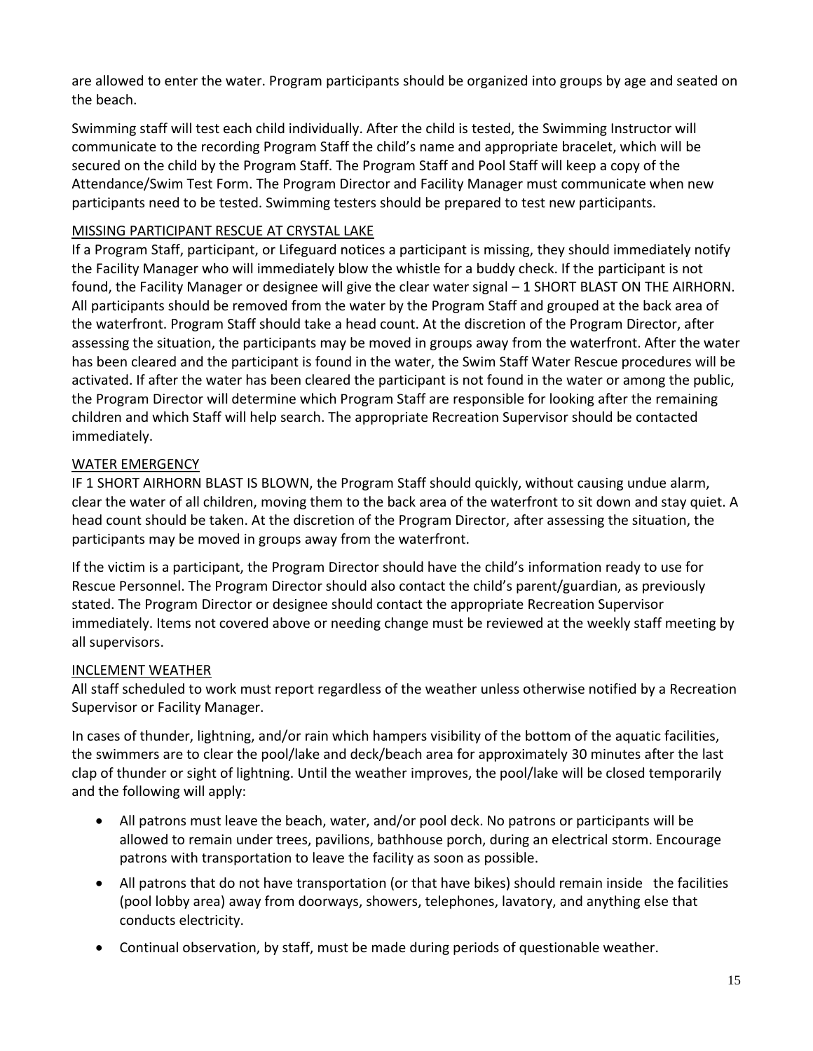are allowed to enter the water. Program participants should be organized into groups by age and seated on the beach.

Swimming staff will test each child individually. After the child is tested, the Swimming Instructor will communicate to the recording Program Staff the child's name and appropriate bracelet, which will be secured on the child by the Program Staff. The Program Staff and Pool Staff will keep a copy of the Attendance/Swim Test Form. The Program Director and Facility Manager must communicate when new participants need to be tested. Swimming testers should be prepared to test new participants.

## MISSING PARTICIPANT RESCUE AT CRYSTAL LAKE

If a Program Staff, participant, or Lifeguard notices a participant is missing, they should immediately notify the Facility Manager who will immediately blow the whistle for a buddy check. If the participant is not found, the Facility Manager or designee will give the clear water signal – 1 SHORT BLAST ON THE AIRHORN. All participants should be removed from the water by the Program Staff and grouped at the back area of the waterfront. Program Staff should take a head count. At the discretion of the Program Director, after assessing the situation, the participants may be moved in groups away from the waterfront. After the water has been cleared and the participant is found in the water, the Swim Staff Water Rescue procedures will be activated. If after the water has been cleared the participant is not found in the water or among the public, the Program Director will determine which Program Staff are responsible for looking after the remaining children and which Staff will help search. The appropriate Recreation Supervisor should be contacted immediately.

## WATER EMERGENCY

IF 1 SHORT AIRHORN BLAST IS BLOWN, the Program Staff should quickly, without causing undue alarm, clear the water of all children, moving them to the back area of the waterfront to sit down and stay quiet. A head count should be taken. At the discretion of the Program Director, after assessing the situation, the participants may be moved in groups away from the waterfront.

If the victim is a participant, the Program Director should have the child's information ready to use for Rescue Personnel. The Program Director should also contact the child's parent/guardian, as previously stated. The Program Director or designee should contact the appropriate Recreation Supervisor immediately. Items not covered above or needing change must be reviewed at the weekly staff meeting by all supervisors.

## INCLEMENT WEATHER

All staff scheduled to work must report regardless of the weather unless otherwise notified by a Recreation Supervisor or Facility Manager.

In cases of thunder, lightning, and/or rain which hampers visibility of the bottom of the aquatic facilities, the swimmers are to clear the pool/lake and deck/beach area for approximately 30 minutes after the last clap of thunder or sight of lightning. Until the weather improves, the pool/lake will be closed temporarily and the following will apply:

- All patrons must leave the beach, water, and/or pool deck. No patrons or participants will be allowed to remain under trees, pavilions, bathhouse porch, during an electrical storm. Encourage patrons with transportation to leave the facility as soon as possible.
- All patrons that do not have transportation (or that have bikes) should remain inside the facilities (pool lobby area) away from doorways, showers, telephones, lavatory, and anything else that conducts electricity.
- Continual observation, by staff, must be made during periods of questionable weather.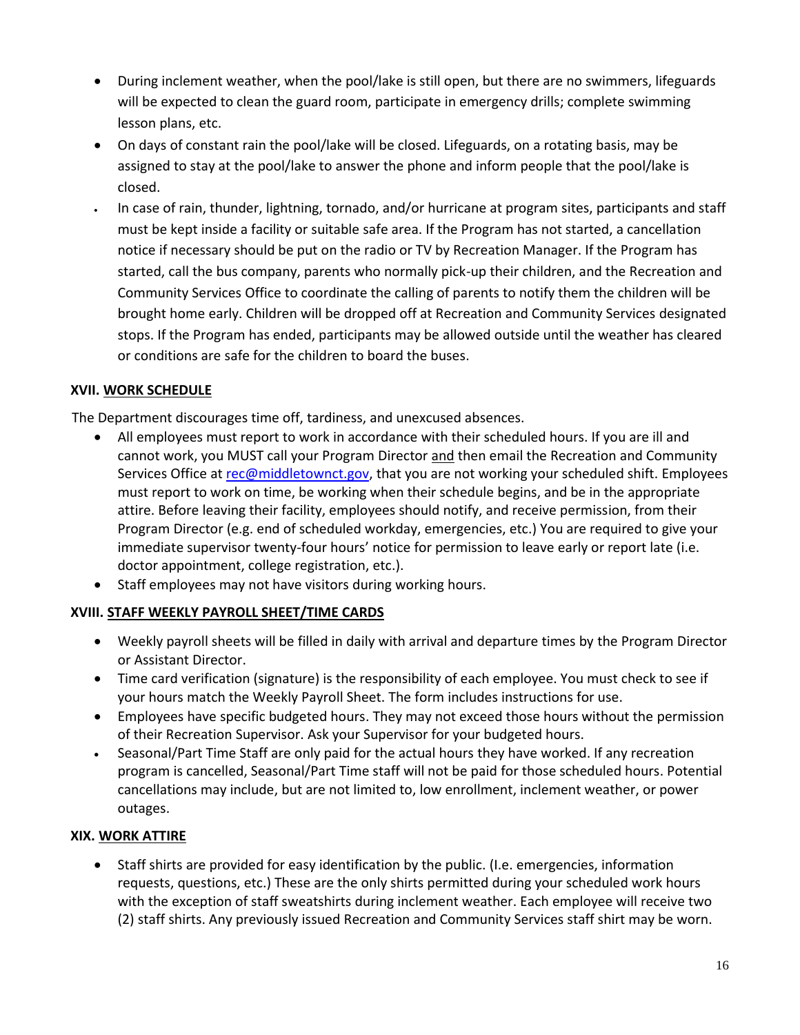- During inclement weather, when the pool/lake is still open, but there are no swimmers, lifeguards will be expected to clean the guard room, participate in emergency drills; complete swimming lesson plans, etc.
- On days of constant rain the pool/lake will be closed. Lifeguards, on a rotating basis, may be assigned to stay at the pool/lake to answer the phone and inform people that the pool/lake is closed.
- In case of rain, thunder, lightning, tornado, and/or hurricane at program sites, participants and staff must be kept inside a facility or suitable safe area. If the Program has not started, a cancellation notice if necessary should be put on the radio or TV by Recreation Manager. If the Program has started, call the bus company, parents who normally pick-up their children, and the Recreation and Community Services Office to coordinate the calling of parents to notify them the children will be brought home early. Children will be dropped off at Recreation and Community Services designated stops. If the Program has ended, participants may be allowed outside until the weather has cleared or conditions are safe for the children to board the buses.

### XVII. <u>WORK SCHEDULE</u>

The Department discourages time off, tardiness, and unexcused absences.

- All employees must report to work in accordance with their scheduled hours. If you are ill and cannot work, you MUST call your Program Director <u>and</u> then email the Recreation and Community Services Office at rec@middletownct.gov, that you are not working your scheduled shift. Employees must report to work on time, be working when their schedule begins, and be in the appropriate attire. Before leaving their facility, employees should notify, and receive permission, from their Program Director (e.g. end of scheduled workday, emergencies, etc.) You are required to give your immediate supervisor twenty-four hours' notice for permission to leave early or report late (i.e. doctor appointment, college registration, etc.).
- Staff employees may not have visitors during working hours.

### XVIII. <u>STAFF WEEKLY PAYROLL SHEET/TIME CARDS</u>

- Weekly payroll sheets will be filled in daily with arrival and departure times by the Program Director or Assistant Director.
- Time card verification (signature) is the responsibility of each employee. You must check to see if your hours match the Weekly Payroll Sheet. The form includes instructions for use.
- Employees have specific budgeted hours. They may not exceed those hours without the permission of their Recreation Supervisor. Ask your Supervisor for your budgeted hours.
- Seasonal/Part Time Staff are only paid for the actual hours they have worked. If any recreation program is cancelled, Seasonal/Part Time staff will not be paid for those scheduled hours. Potential cancellations may include, but are not limited to, low enrollment, inclement weather, or power outages.

### XIX. <u>WORK ATTIRE</u>

- Staff shirts are provided for easy identification by the public. (I.e. emergencies, information requests, questions, etc.) These are the only shirts permitted during your scheduled work hours with the exception of staff sweatshirts during inclement weather. Each employee will receive two (2) staff shirts. Any previously issued Recreation and Community Services staff shirt may be worn.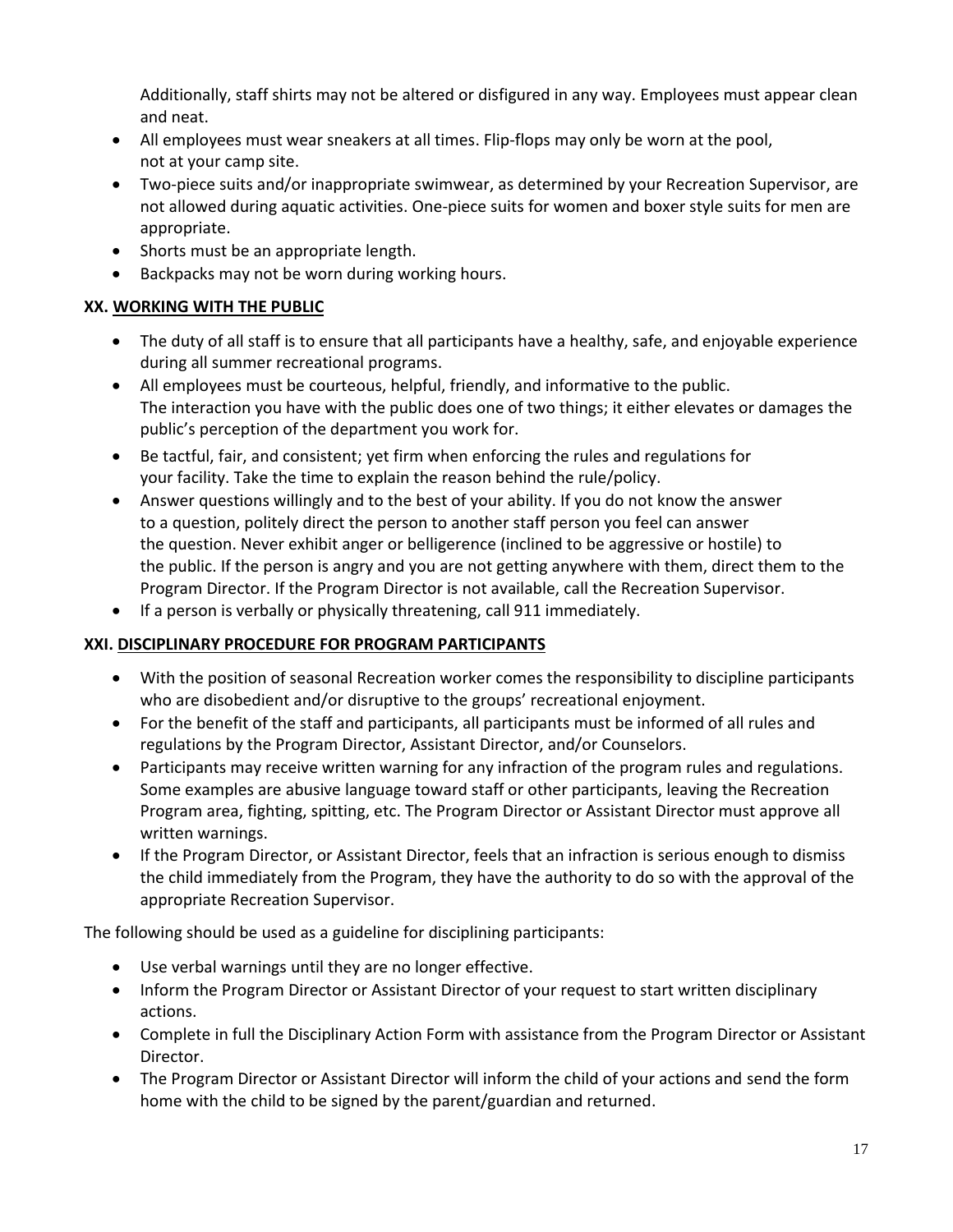Additionally, staff shirts may not be altered or disfigured in any way. Employees must appear clean and neat.

- All employees must wear sneakers at all times. Flip-flops may only be worn at the pool, not at your camp site.
- Two-piece suits and/or inappropriate swimwear, as determined by your Recreation Supervisor, are not allowed during aquatic activities. One-piece suits for women and boxer style suits for men are appropriate.
- Shorts must be an appropriate length.
- Backpacks may not be worn during working hours.

## XX. WORKING WITH THE PUBLIC

- The duty of all staff is to ensure that all participants have a healthy, safe, and enjoyable experience during all summer recreational programs.
- All employees must be courteous, helpful, friendly, and informative to the public. The interaction you have with the public does one of two things; it either elevates or damages the public's perception of the department you work for.
- Be tactful, fair, and consistent; yet firm when enforcing the rules and regulations for your facility. Take the time to explain the reason behind the rule/policy.
- Answer questions willingly and to the best of your ability. If you do not know the answer to a question, politely direct the person to another staff person you feel can answer the question. Never exhibit anger or belligerence (inclined to be aggressive or hostile) to the public. If the person is angry and you are not getting anywhere with them, direct them to the Program Director. If the Program Director is not available, call the Recreation Supervisor.
- If a person is verbally or physically threatening, call 911 immediately.

## XXI. DISCIPLINARY PROCEDURE FOR PROGRAM PARTICIPANTS

- With the position of seasonal Recreation worker comes the responsibility to discipline participants who are disobedient and/or disruptive to the groups' recreational enjoyment.
- For the benefit of the staff and participants, all participants must be informed of all rules and regulations by the Program Director, Assistant Director, and/or Counselors.
- Participants may receive written warning for any infraction of the program rules and regulations. Some examples are abusive language toward staff or other participants, leaving the Recreation Program area, fighting, spitting, etc. The Program Director or Assistant Director must approve all written warnings.
- If the Program Director, or Assistant Director, feels that an infraction is serious enough to dismiss the child immediately from the Program, they have the authority to do so with the approval of the appropriate Recreation Supervisor.

The following should be used as a guideline for disciplining participants:

- Use verbal warnings until they are no longer effective.
- Inform the Program Director or Assistant Director of your request to start written disciplinary actions.
- Complete in full the Disciplinary Action Form with assistance from the Program Director or Assistant Director.
- The Program Director or Assistant Director will inform the child of your actions and send the form home with the child to be signed by the parent/guardian and returned.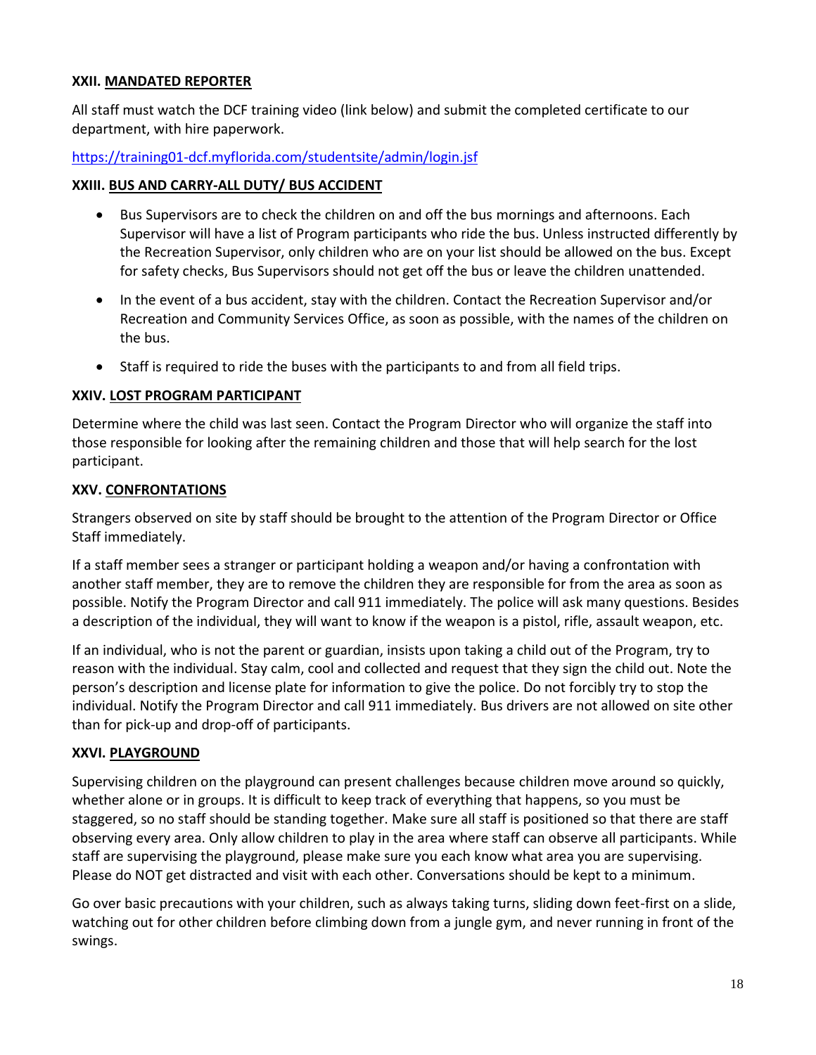### XXII. MANDATED REPORTER

All staff must watch the DCF training video (link below) and submit the completed certificate to our department, with hire paperwork.

https://training01-dcf.myflorida.com/studentsite/admin/login.jsf

### XXIII. BUS AND CARRY-ALL DUTY/ BUS ACCIDENT

- Bus Supervisors are to check the children on and off the bus mornings and afternoons. Each Supervisor will have a list of Program participants who ride the bus. Unless instructed differently by the Recreation Supervisor, only children who are on your list should be allowed on the bus. Except for safety checks, Bus Supervisors should not get off the bus or leave the children unattended.
- In the event of a bus accident, stay with the children. Contact the Recreation Supervisor and/or Recreation and Community Services Office, as soon as possible, with the names of the children on the bus.
- Staff is required to ride the buses with the participants to and from all field trips.

### XXIV. LOST PROGRAM PARTICIPANT

Determine where the child was last seen. Contact the Program Director who will organize the staff into those responsible for looking after the remaining children and those that will help search for the lost participant.

### XXV. CONFRONTATIONS

Strangers observed on site by staff should be brought to the attention of the Program Director or Office Staff immediately.

If a staff member sees a stranger or participant holding a weapon and/or having a confrontation with another staff member, they are to remove the children they are responsible for from the area as soon as possible. Notify the Program Director and call 911 immediately. The police will ask many questions. Besides a description of the individual, they will want to know if the weapon is a pistol, rifle, assault weapon, etc.

If an individual, who is not the parent or guardian, insists upon taking a child out of the Program, try to reason with the individual. Stay calm, cool and collected and request that they sign the child out. Note the person's description and license plate for information to give the police. Do not forcibly try to stop the individual. Notify the Program Director and call 911 immediately. Bus drivers are not allowed on site other than for pick-up and drop-off of participants.

### XXVI. PLAYGROUND

Supervising children on the playground can present challenges because children move around so quickly, whether alone or in groups. It is difficult to keep track of everything that happens, so you must be staggered, so no staff should be standing together. Make sure all staff is positioned so that there are staff observing every area. Only allow children to play in the area where staff can observe all participants. While staff are supervising the playground, please make sure you each know what area you are supervising. Please do NOT get distracted and visit with each other. Conversations should be kept to a minimum.

Go over basic precautions with your children, such as always taking turns, sliding down feet-first on a slide, watching out for other children before climbing down from a jungle gym, and never running in front of the swings.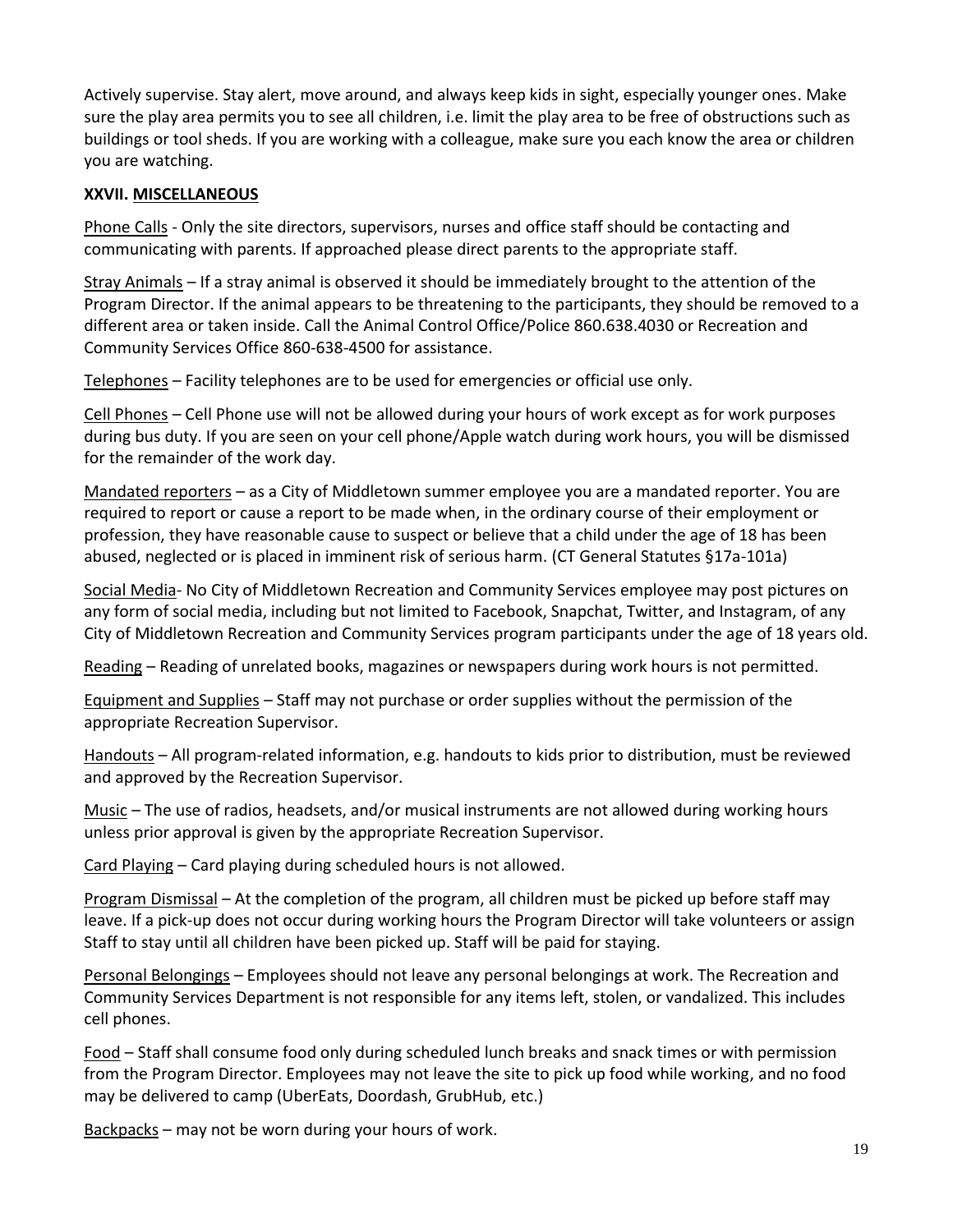Actively supervise. Stay alert, move around, and always keep kids in sight, especially younger ones. Make sure the play area permits you to see all children, i.e. limit the play area to be free of obstructions such as buildings or tool sheds. If you are working with a colleague, make sure you each know the area or children you are watching.

## XXVII. MISCELLANEOUS

Phone Calls - Only the site directors, supervisors, nurses and office staff should be contacting and communicating with parents. If approached please direct parents to the appropriate staff.

Stray Animals – If a stray animal is observed it should be immediately brought to the attention of the Program Director. If the animal appears to be threatening to the participants, they should be removed to a different area or taken inside. Call the Animal Control Office/Police 860.638.4030 or Recreation and Community Services Office 860-638-4500 for assistance.

Telephones – Facility telephones are to be used for emergencies or official use only.

Cell Phones – Cell Phone use will not be allowed during your hours of work except as for work purposes during bus duty. If you are seen on your cell phone/Apple watch during work hours, you will be dismissed for the remainder of the work day.

Mandated reporters – as a City of Middletown summer employee you are a mandated reporter. You are required to report or cause a report to be made when, in the ordinary course of their employment or profession, they have reasonable cause to suspect or believe that a child under the age of 18 has been abused, neglected or is placed in imminent risk of serious harm. (CT General Statutes §17a-101a)

Social Media- No City of Middletown Recreation and Community Services employee may post pictures on any form of social media, including but not limited to Facebook, Snapchat, Twitter, and Instagram, of any City of Middletown Recreation and Community Services program participants under the age of 18 years old.

Reading – Reading of unrelated books, magazines or newspapers during work hours is not permitted.

Equipment and Supplies – Staff may not purchase or order supplies without the permission of the appropriate Recreation Supervisor.

Handouts – All program-related information, e.g. handouts to kids prior to distribution, must be reviewed and approved by the Recreation Supervisor.

Music – The use of radios, headsets, and/or musical instruments are not allowed during working hours unless prior approval is given by the appropriate Recreation Supervisor.

Card Playing – Card playing during scheduled hours is not allowed.

Program Dismissal – At the completion of the program, all children must be picked up before staff may leave. If a pick-up does not occur during working hours the Program Director will take volunteers or assign Staff to stay until all children have been picked up. Staff will be paid for staying.

Personal Belongings – Employees should not leave any personal belongings at work. The Recreation and Community Services Department is not responsible for any items left, stolen, or vandalized. This includes cell phones.

Food – Staff shall consume food only during scheduled lunch breaks and snack times or with permission from the Program Director. Employees may not leave the site to pick up food while working, and no food may be delivered to camp (UberEats, Doordash, GrubHub, etc.)

Backpacks – may not be worn during your hours of work.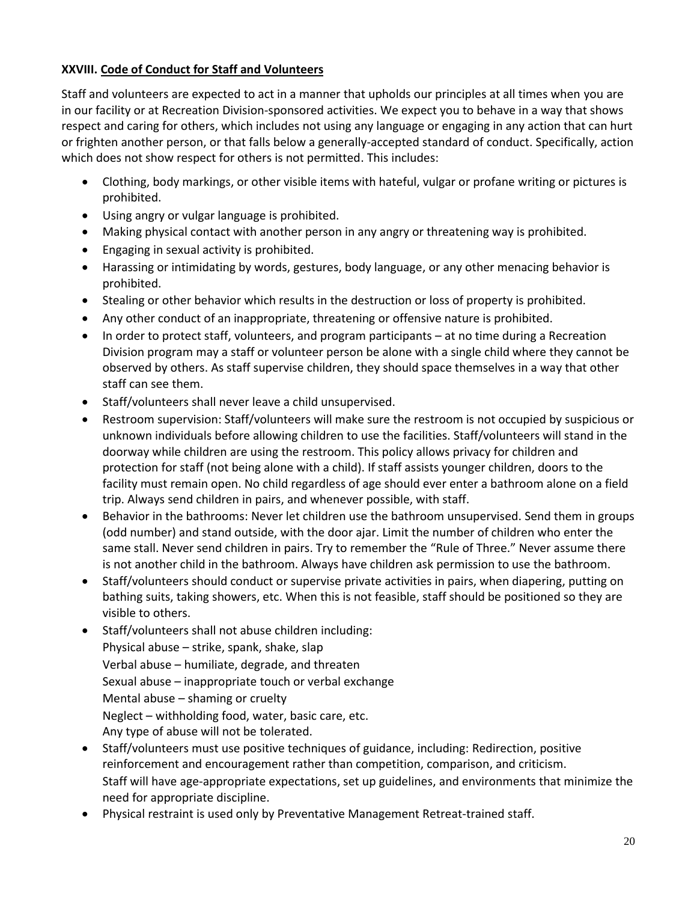**XXVIII. Code of Conduct for Staff and Volunteers**

Staff and volunteers are expected to act in a manner that upholds our principles at all times when you are in our facility or at Recreation Division-sponsored activities. We expect you to behave in a way that shows respect and caring for others, which includes not using any language or engaging in any action that can hurt or frighten another person, or that falls below a generally-accepted standard of conduct. Specifically, action which does not show respect for others is not permitted. This includes:

- Clothing, body markings, or other visible items with hateful, vulgar or profane writing or pictures is prohibited.
- Using angry or vulgar language is prohibited.
- Making physical contact with another person in any angry or threatening way is prohibited.
- Engaging in sexual activity is prohibited.
- Harassing or intimidating by words, gestures, body language, or any other menacing behavior is prohibited.
- Stealing or other behavior which results in the destruction or loss of property is prohibited.
- Any other conduct of an inappropriate, threatening or offensive nature is prohibited.
- In order to protect staff, volunteers, and program participants – at no time during a Recreation Division program may a staff or volunteer person be alone with a single child where they cannot be observed by others. As staff supervise children, they should space themselves in a way that other staff can see them.
- Staff/volunteers shall never leave a child unsupervised.
- Restroom supervision: Staff/volunteers will make sure the restroom is not occupied by suspicious or unknown individuals before allowing children to use the facilities. Staff/volunteers will stand in the doorway while children are using the restroom. This policy allows privacy for children and protection for staff (not being alone with a child). If staff assists younger children, doors to the facility must remain open. No child regardless of age should ever enter a bathroom alone on a field trip. Always send children in pairs, and whenever possible, with staff.
- Behavior in the bathrooms: Never let children use the bathroom unsupervised. Send them in groups (odd number) and stand outside, with the door ajar. Limit the number of children who enter the same stall. Never send children in pairs. Try to remember the "Rule of Three." Never assume there is not another child in the bathroom. Always have children ask permission to use the bathroom.
- Staff/volunteers should conduct or supervise private activities in pairs, when diapering, putting on bathing suits, taking showers, etc. When this is not feasible, staff should be positioned so they are visible to others.
- Staff/volunteers shall not abuse children including:
  Physical abuse – strike, spank, shake, slap
  Verbal abuse – humiliate, degrade, and threaten
  Sexual abuse – inappropriate touch or verbal exchange
  Mental abuse – shaming or cruelty
  Neglect – withholding food, water, basic care, etc.
  Any type of abuse will not be tolerated.
- Staff/volunteers must use positive techniques of guidance, including: Redirection, positive reinforcement and encouragement rather than competition, comparison, and criticism.
  Staff will have age-appropriate expectations, set up guidelines, and environments that minimize the need for appropriate discipline.
- Physical restraint is used only by Preventative Management Retreat-trained staff.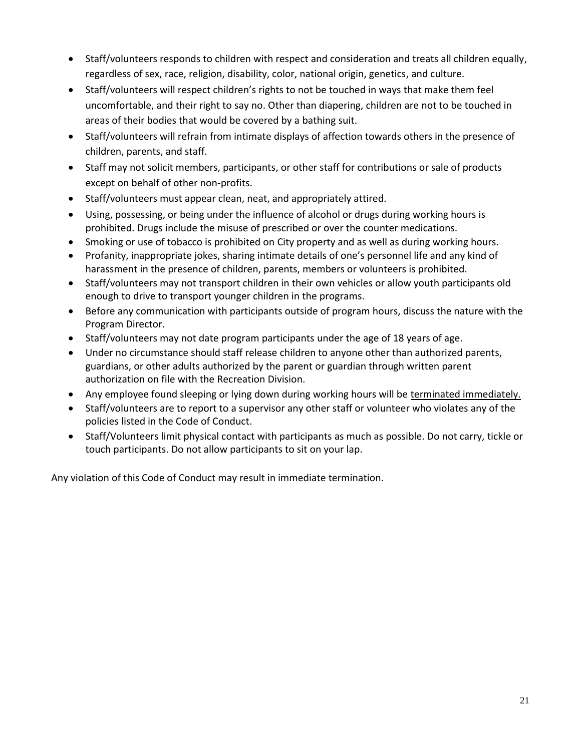- Staff/volunteers responds to children with respect and consideration and treats all children equally, regardless of sex, race, religion, disability, color, national origin, genetics, and culture.
- Staff/volunteers will respect children's rights to not be touched in ways that make them feel uncomfortable, and their right to say no. Other than diapering, children are not to be touched in areas of their bodies that would be covered by a bathing suit.
- Staff/volunteers will refrain from intimate displays of affection towards others in the presence of children, parents, and staff.
- Staff may not solicit members, participants, or other staff for contributions or sale of products except on behalf of other non-profits.
- Staff/volunteers must appear clean, neat, and appropriately attired.
- Using, possessing, or being under the influence of alcohol or drugs during working hours is prohibited. Drugs include the misuse of prescribed or over the counter medications.
- Smoking or use of tobacco is prohibited on City property and as well as during working hours.
- Profanity, inappropriate jokes, sharing intimate details of one's personnel life and any kind of harassment in the presence of children, parents, members or volunteers is prohibited.
- Staff/volunteers may not transport children in their own vehicles or allow youth participants old enough to drive to transport younger children in the programs.
- Before any communication with participants outside of program hours, discuss the nature with the Program Director.
- Staff/volunteers may not date program participants under the age of 18 years of age.
- Under no circumstance should staff release children to anyone other than authorized parents, guardians, or other adults authorized by the parent or guardian through written parent authorization on file with the Recreation Division.
- Any employee found sleeping or lying down during working hours will be <u>terminated immediately.</u>
- Staff/volunteers are to report to a supervisor any other staff or volunteer who violates any of the policies listed in the Code of Conduct.
- Staff/Volunteers limit physical contact with participants as much as possible. Do not carry, tickle or touch participants. Do not allow participants to sit on your lap.

Any violation of this Code of Conduct may result in immediate termination.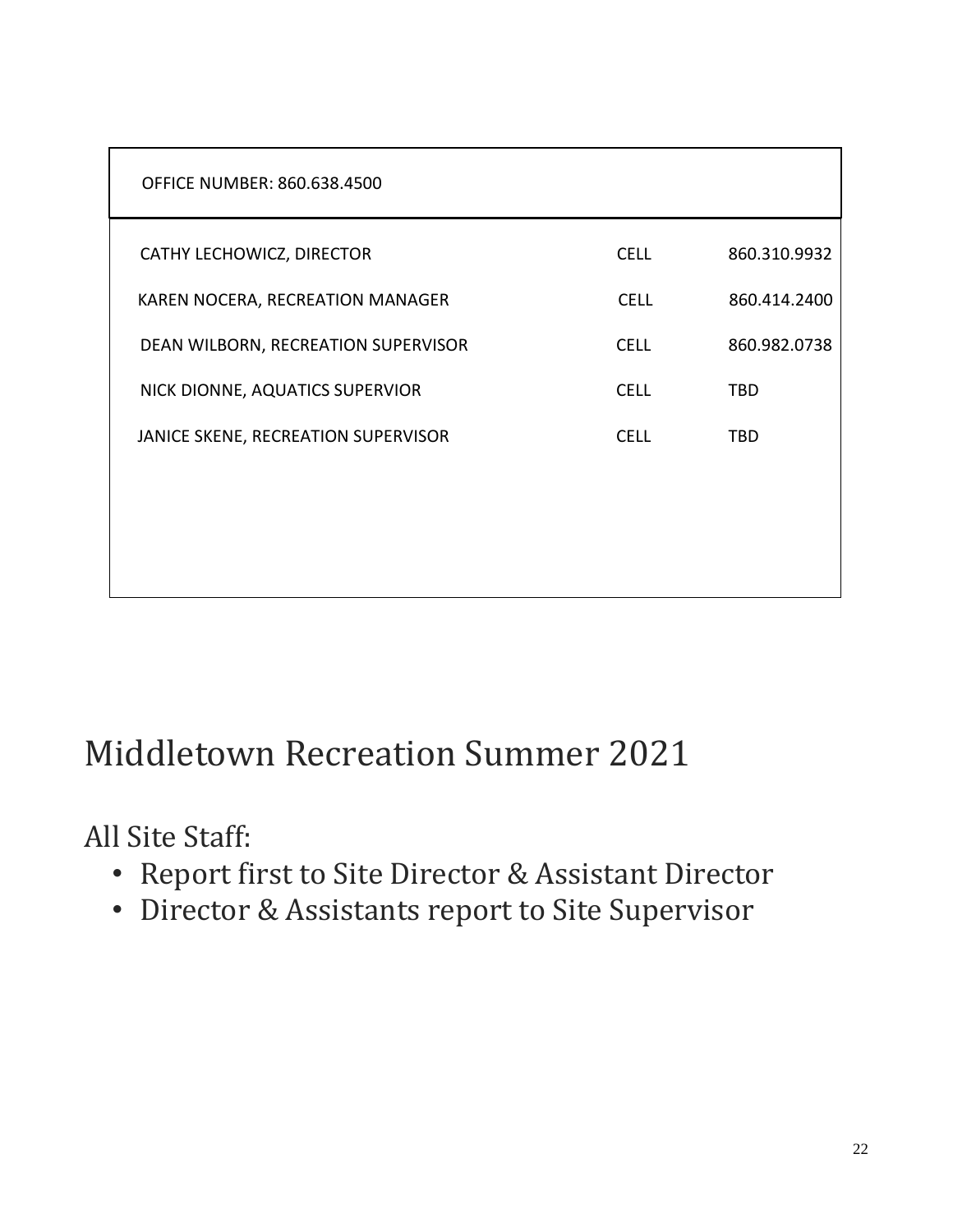| OFFICE NUMBER: 860.638.4500 | | |
|---|---|---|
| CATHY LECHOWICZ, DIRECTOR | CELL | 860.310.9932 |
| KAREN NOCERA, RECREATION MANAGER | CELL | 860.414.2400 |
| DEAN WILBORN, RECREATION SUPERVISOR | CELL | 860.982.0738 |
| NICK DIONNE, AQUATICS SUPERVIOR | CELL | TBD |
| JANICE SKENE, RECREATION SUPERVISOR | CELL | TBD |

# Middletown Recreation Summer 2021

All Site Staff:

- Report first to Site Director & Assistant Director
- Director & Assistants report to Site Supervisor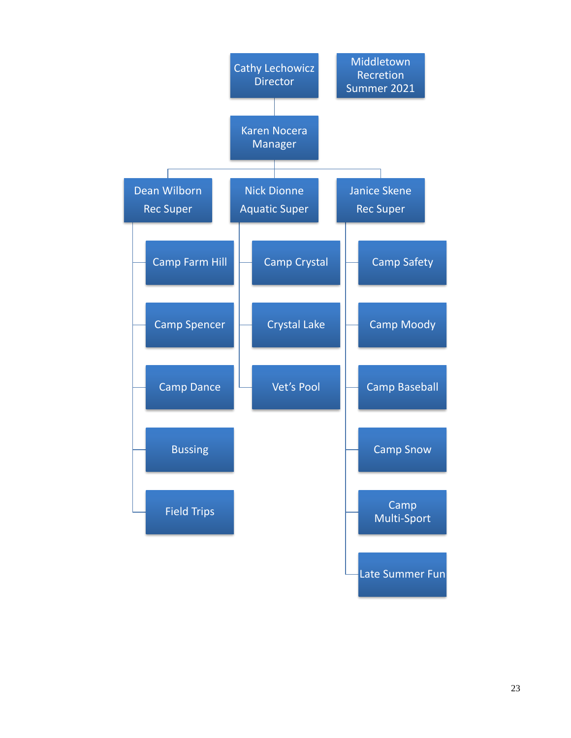Middletown Recretion Summer 2021

Cathy Lechowicz
Director

Karen Nocera
Manager

Dean Wilborn
Rec Super

- Camp Farm Hill
- Camp Spencer
- Camp Dance
- Bussing
- Field Trips

Nick Dionne
Aquatic Super

- Camp Crystal
- Crystal Lake
- Vet's Pool

Janice Skene
Rec Super

- Camp Safety
- Camp Moody
- Camp Baseball
- Camp Snow
- Camp Multi-Sport
- Late Summer Fun